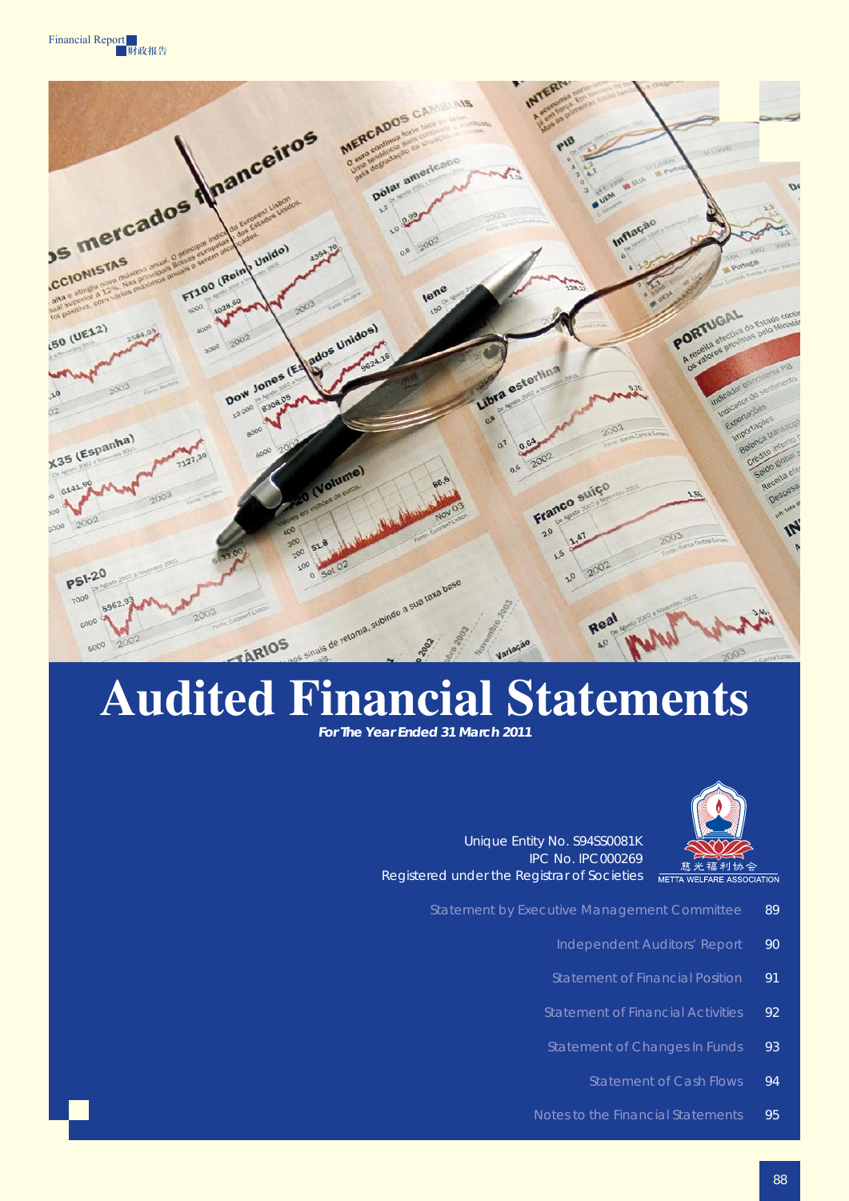# Audited Financial Statements

***For The Year Ended 31 March 2011***

Unique Entity No. S94SS0081K
IPC No. IPC000269
Registered under the Registrar of Societies

慈光福利协会
METTA WELFARE ASSOCIATION

| | |
|---|---|
| Statement by Executive Management Committee | 89 |
| Independent Auditors' Report | 90 |
| Statement of Financial Position | 91 |
| Statement of Financial Activities | 92 |
| Statement of Changes In Funds | 93 |
| Statement of Cash Flows | 94 |
| Notes to the Financial Statements | 95 |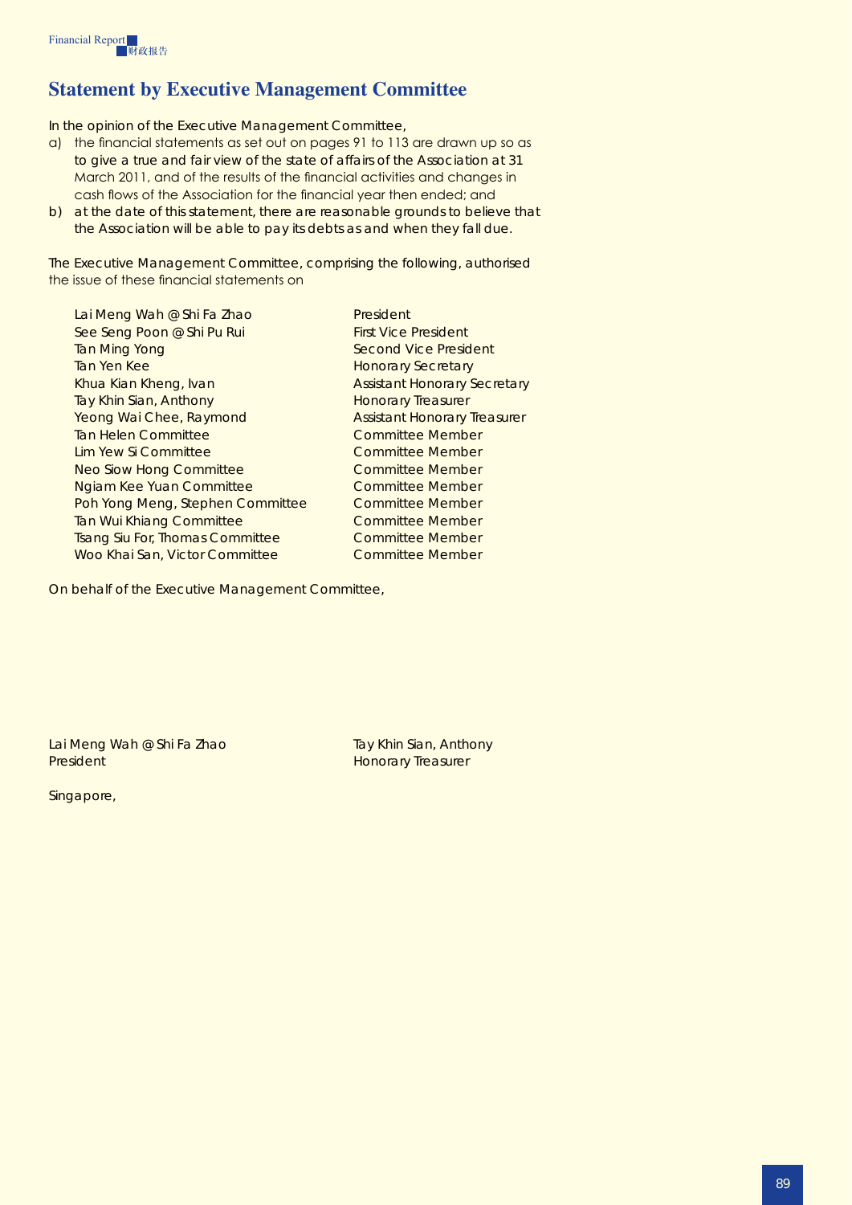# Statement by Executive Management Committee

In the opinion of the Executive Management Committee,

a) the financial statements as set out on pages 91 to 113 are drawn up so as to give a true and fair view of the state of affairs of the Association at 31 March 2011, and of the results of the financial activities and changes in cash flows of the Association for the financial year then ended; and

b) at the date of this statement, there are reasonable grounds to believe that the Association will be able to pay its debts as and when they fall due.

The Executive Management Committee, comprising the following, authorised the issue of these financial statements on

| | |
|---|---|
| Lai Meng Wah @ Shi Fa Zhao | President |
| See Seng Poon @ Shi Pu Rui | First Vice President |
| Tan Ming Yong | Second Vice President |
| Tan Yen Kee | Honorary Secretary |
| Khua Kian Kheng, Ivan | Assistant Honorary Secretary |
| Tay Khin Sian, Anthony | Honorary Treasurer |
| Yeong Wai Chee, Raymond | Assistant Honorary Treasurer |
| Tan Helen Committee | Committee Member |
| Lim Yew Si Committee | Committee Member |
| Neo Siow Hong Committee | Committee Member |
| Ngiam Kee Yuan Committee | Committee Member |
| Poh Yong Meng, Stephen Committee | Committee Member |
| Tan Wui Khiang Committee | Committee Member |
| Tsang Siu For, Thomas Committee | Committee Member |
| Woo Khai San, Victor Committee | Committee Member |

On behalf of the Executive Management Committee,

| | |
|---|---|
| Lai Meng Wah @ Shi Fa Zhao | Tay Khin Sian, Anthony |
| President | Honorary Treasurer |

Singapore,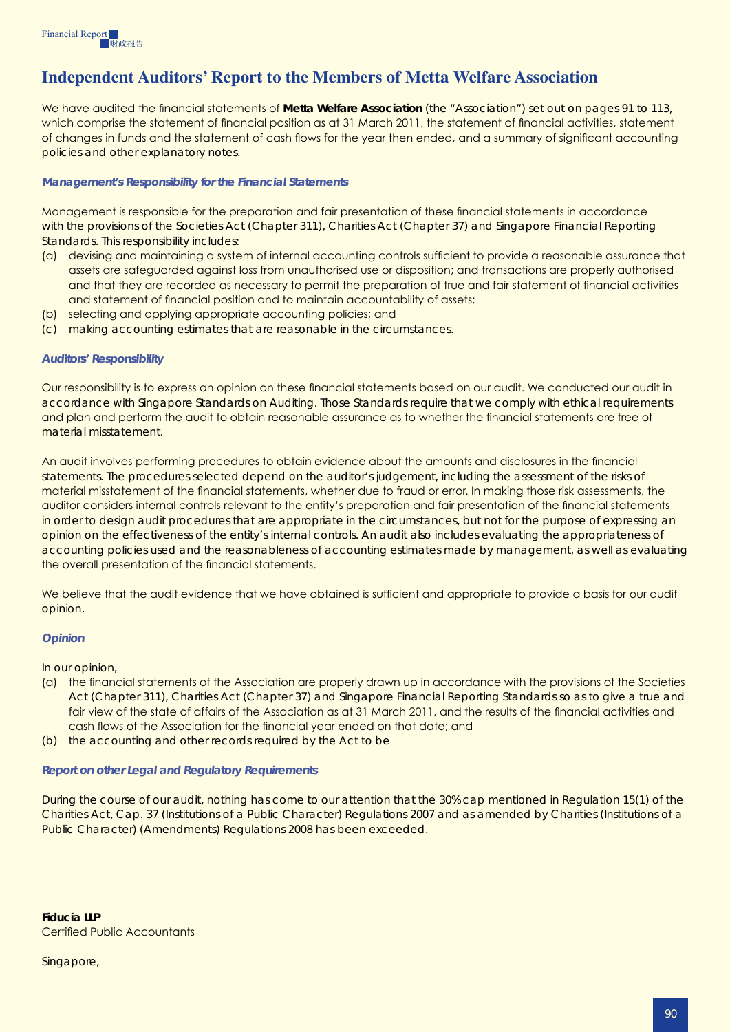# Independent Auditors' Report to the Members of Metta Welfare Association

We have audited the financial statements of **Metta Welfare Association** (the "Association") set out on pages 91 to 113, which comprise the statement of financial position as at 31 March 2011, the statement of financial activities, statement of changes in funds and the statement of cash flows for the year then ended, and a summary of significant accounting policies and other explanatory notes.

### *Management's Responsibility for the Financial Statements*

Management is responsible for the preparation and fair presentation of these financial statements in accordance with the provisions of the Societies Act (Chapter 311), Charities Act (Chapter 37) and Singapore Financial Reporting Standards. This responsibility includes:

(a) devising and maintaining a system of internal accounting controls sufficient to provide a reasonable assurance that assets are safeguarded against loss from unauthorised use or disposition; and transactions are properly authorised and that they are recorded as necessary to permit the preparation of true and fair statement of financial activities and statement of financial position and to maintain accountability of assets;

(b) selecting and applying appropriate accounting policies; and

(c) making accounting estimates that are reasonable in the circumstances.

### *Auditors' Responsibility*

Our responsibility is to express an opinion on these financial statements based on our audit. We conducted our audit in accordance with Singapore Standards on Auditing. Those Standards require that we comply with ethical requirements and plan and perform the audit to obtain reasonable assurance as to whether the financial statements are free of material misstatement.

An audit involves performing procedures to obtain evidence about the amounts and disclosures in the financial statements. The procedures selected depend on the auditor's judgement, including the assessment of the risks of material misstatement of the financial statements, whether due to fraud or error. In making those risk assessments, the auditor considers internal controls relevant to the entity's preparation and fair presentation of the financial statements in order to design audit procedures that are appropriate in the circumstances, but not for the purpose of expressing an opinion on the effectiveness of the entity's internal controls. An audit also includes evaluating the appropriateness of accounting policies used and the reasonableness of accounting estimates made by management, as well as evaluating the overall presentation of the financial statements.

We believe that the audit evidence that we have obtained is sufficient and appropriate to provide a basis for our audit opinion.

### *Opinion*

In our opinion,

(a) the financial statements of the Association are properly drawn up in accordance with the provisions of the Societies Act (Chapter 311), Charities Act (Chapter 37) and Singapore Financial Reporting Standards so as to give a true and fair view of the state of affairs of the Association as at 31 March 2011, and the results of the financial activities and cash flows of the Association for the financial year ended on that date; and

(b) the accounting and other records required by the Act to be

### *Report on other Legal and Regulatory Requirements*

During the course of our audit, nothing has come to our attention that the 30% cap mentioned in Regulation 15(1) of the Charities Act, Cap. 37 (Institutions of a Public Character) Regulations 2007 and as amended by Charities (Institutions of a Public Character) (Amendments) Regulations 2008 has been exceeded.

**Fiducia LLP**
Certified Public Accountants

Singapore,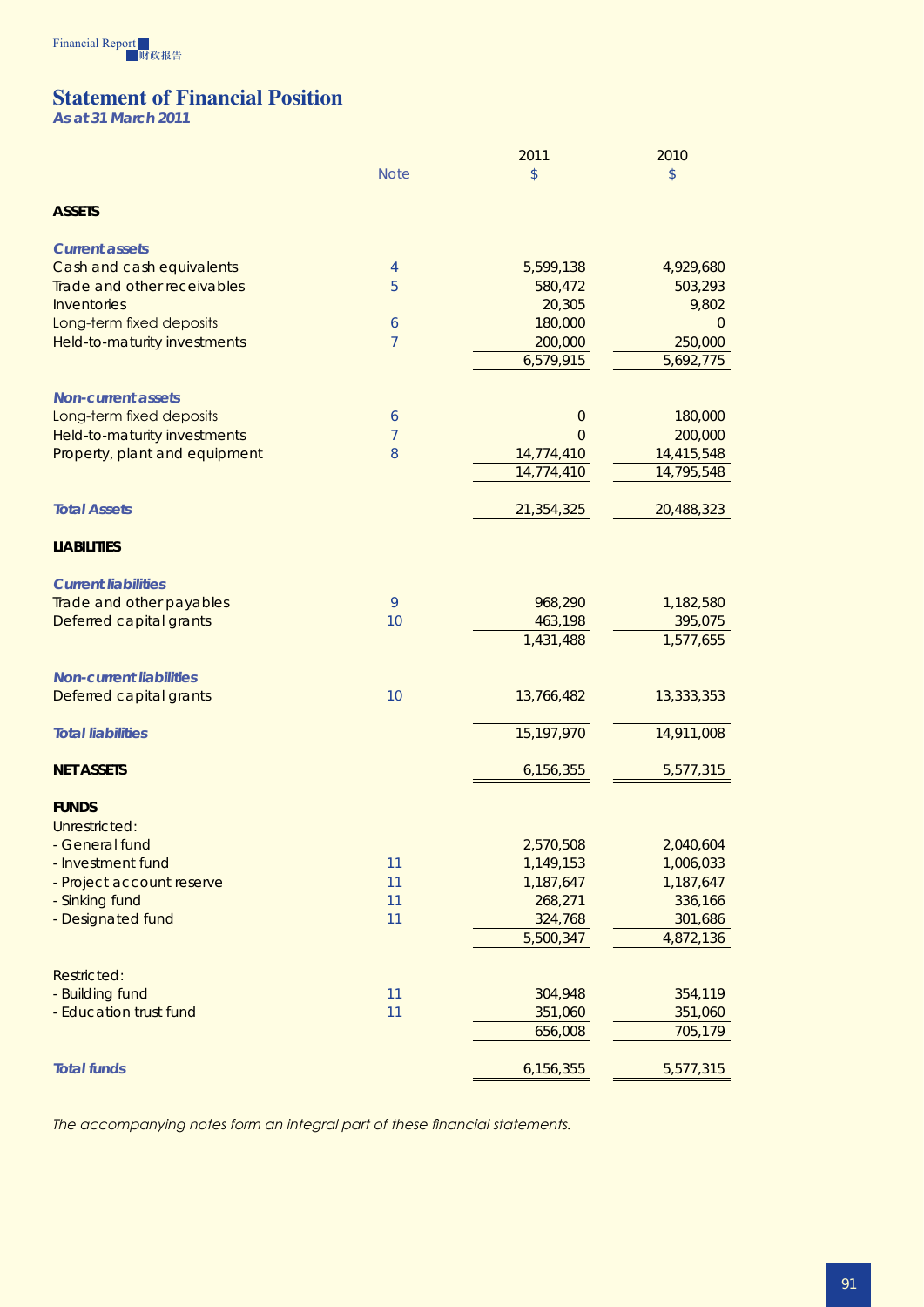# Statement of Financial Position

*As at 31 March 2011*

| | Note | 2011 $ | 2010 $ |
|---|---|---|---|
| **ASSETS** | | | |
| ***Current assets*** | | | |
| Cash and cash equivalents | 4 | 5,599,138 | 4,929,680 |
| Trade and other receivables | 5 | 580,472 | 503,293 |
| Inventories | | 20,305 | 9,802 |
| Long-term fixed deposits | 6 | 180,000 | 0 |
| Held-to-maturity investments | 7 | 200,000 | 250,000 |
| | | 6,579,915 | 5,692,775 |
| ***Non-current assets*** | | | |
| Long-term fixed deposits | 6 | 0 | 180,000 |
| Held-to-maturity investments | 7 | 0 | 200,000 |
| Property, plant and equipment | 8 | 14,774,410 | 14,415,548 |
| | | 14,774,410 | 14,795,548 |
| ***Total Assets*** | | 21,354,325 | 20,488,323 |
| **LIABILITIES** | | | |
| ***Current liabilities*** | | | |
| Trade and other payables | 9 | 968,290 | 1,182,580 |
| Deferred capital grants | 10 | 463,198 | 395,075 |
| | | 1,431,488 | 1,577,655 |
| ***Non-current liabilities*** | | | |
| Deferred capital grants | 10 | 13,766,482 | 13,333,353 |
| ***Total liabilities*** | | 15,197,970 | 14,911,008 |
| **NET ASSETS** | | 6,156,355 | 5,577,315 |
| **FUNDS** | | | |
| Unrestricted: | | | |
| - General fund | | 2,570,508 | 2,040,604 |
| - Investment fund | 11 | 1,149,153 | 1,006,033 |
| - Project account reserve | 11 | 1,187,647 | 1,187,647 |
| - Sinking fund | 11 | 268,271 | 336,166 |
| - Designated fund | 11 | 324,768 | 301,686 |
| | | 5,500,347 | 4,872,136 |
| Restricted: | | | |
| - Building fund | 11 | 304,948 | 354,119 |
| - Education trust fund | 11 | 351,060 | 351,060 |
| | | 656,008 | 705,179 |
| ***Total funds*** | | 6,156,355 | 5,577,315 |

*The accompanying notes form an integral part of these financial statements.*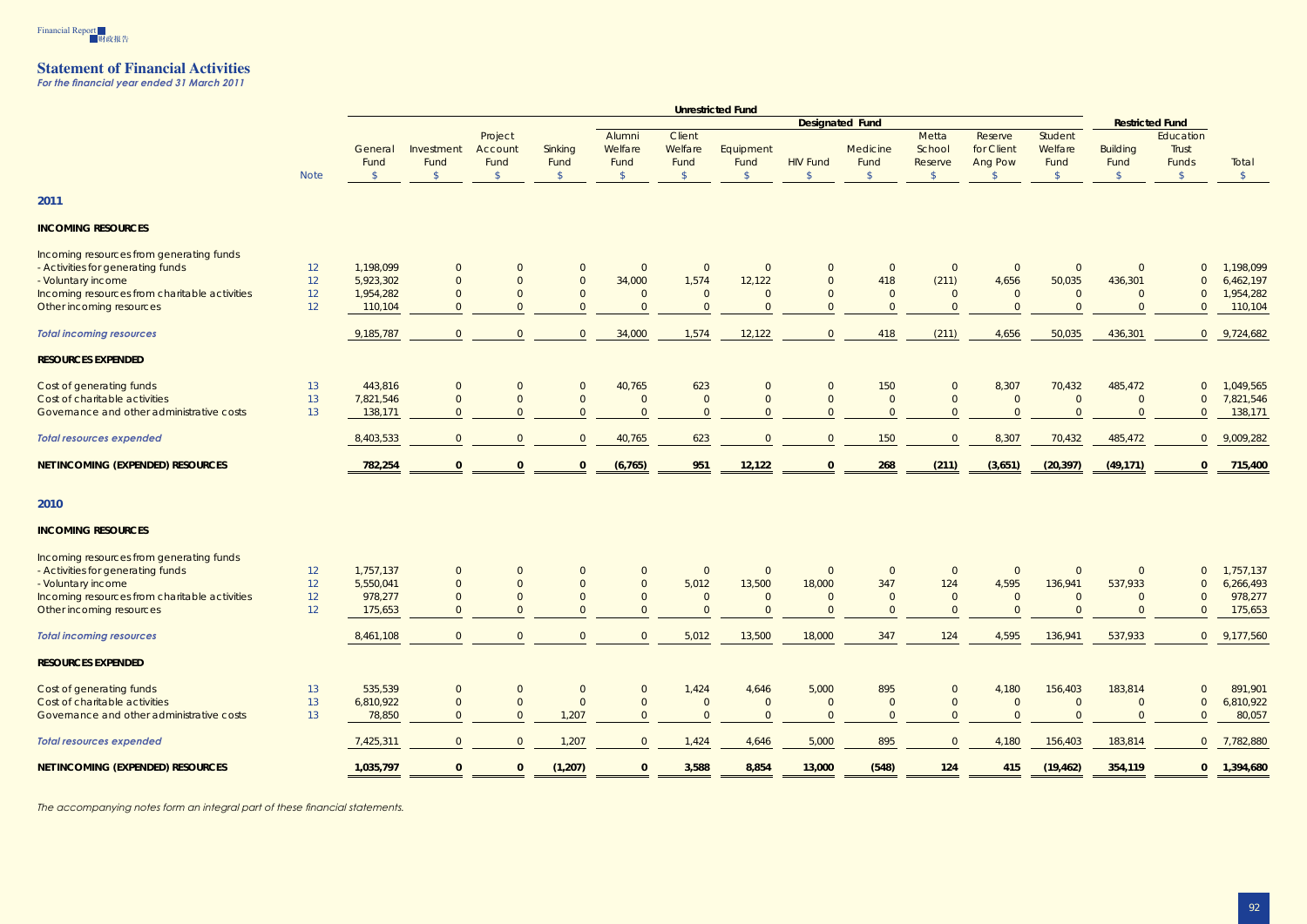## Statement of Financial Activities

*For the financial year ended 31 March 2011*

| | | Unrestricted Fund | | | | | | | | | | | | Restricted Fund | | |
|---|---|---|---|---|---|---|---|---|---|---|---|---|---|---|---|---|
| | | | | | | Designated Fund | | | | | | | | | | |
| | Note | General Fund $ | Investment Fund $ | Project Account Fund $ | Sinking Fund $ | Alumni Welfare Fund $ | Client Welfare Fund $ | Equipment Fund $ | HIV Fund $ | Medicine Fund $ | Metta School Reserve $ | Reserve for Client Ang Pow $ | Student Welfare Fund $ | Building Fund $ | Education Trust Funds $ | Total $ |
| **2011** | | | | | | | | | | | | | | | | |
| **INCOMING RESOURCES** | | | | | | | | | | | | | | | | |
| Incoming resources from generating funds | | | | | | | | | | | | | | | | |
| - Activities for generating funds | 12 | 1,198,099 | 0 | 0 | 0 | 0 | 0 | 0 | 0 | 0 | 0 | 0 | 0 | 0 | 0 | 1,198,099 |
| - Voluntary income | 12 | 5,923,302 | 0 | 0 | 0 | 34,000 | 1,574 | 12,122 | 0 | 418 | (211) | 4,656 | 50,035 | 436,301 | 0 | 6,462,197 |
| Incoming resources from charitable activities | 12 | 1,954,282 | 0 | 0 | 0 | 0 | 0 | 0 | 0 | 0 | 0 | 0 | 0 | 0 | 0 | 1,954,282 |
| Other incoming resources | 12 | 110,104 | 0 | 0 | 0 | 0 | 0 | 0 | 0 | 0 | 0 | 0 | 0 | 0 | 0 | 110,104 |
| *Total incoming resources* | | 9,185,787 | 0 | 0 | 0 | 34,000 | 1,574 | 12,122 | 0 | 418 | (211) | 4,656 | 50,035 | 436,301 | 0 | 9,724,682 |
| **RESOURCES EXPENDED** | | | | | | | | | | | | | | | | |
| Cost of generating funds | 13 | 443,816 | 0 | 0 | 0 | 40,765 | 623 | 0 | 0 | 150 | 0 | 8,307 | 70,432 | 485,472 | 0 | 1,049,565 |
| Cost of charitable activities | 13 | 7,821,546 | 0 | 0 | 0 | 0 | 0 | 0 | 0 | 0 | 0 | 0 | 0 | 0 | 0 | 7,821,546 |
| Governance and other administrative costs | 13 | 138,171 | 0 | 0 | 0 | 0 | 0 | 0 | 0 | 0 | 0 | 0 | 0 | 0 | 0 | 138,171 |
| *Total resources expended* | | 8,403,533 | 0 | 0 | 0 | 40,765 | 623 | 0 | 0 | 150 | 0 | 8,307 | 70,432 | 485,472 | 0 | 9,009,282 |
| **NET INCOMING (EXPENDED) RESOURCES** | | **782,254** | **0** | **0** | **0** | **(6,765)** | **951** | **12,122** | **0** | **268** | **(211)** | **(3,651)** | **(20,397)** | **(49,171)** | **0** | **715,400** |
| **2010** | | | | | | | | | | | | | | | | |
| **INCOMING RESOURCES** | | | | | | | | | | | | | | | | |
| Incoming resources from generating funds | | | | | | | | | | | | | | | | |
| - Activities for generating funds | 12 | 1,757,137 | 0 | 0 | 0 | 0 | 0 | 0 | 0 | 0 | 0 | 0 | 0 | 0 | 0 | 1,757,137 |
| - Voluntary income | 12 | 5,550,041 | 0 | 0 | 0 | 0 | 5,012 | 13,500 | 18,000 | 347 | 124 | 4,595 | 136,941 | 537,933 | 0 | 6,266,493 |
| Incoming resources from charitable activities | 12 | 978,277 | 0 | 0 | 0 | 0 | 0 | 0 | 0 | 0 | 0 | 0 | 0 | 0 | 0 | 978,277 |
| Other incoming resources | 12 | 175,653 | 0 | 0 | 0 | 0 | 0 | 0 | 0 | 0 | 0 | 0 | 0 | 0 | 0 | 175,653 |
| *Total incoming resources* | | 8,461,108 | 0 | 0 | 0 | 0 | 5,012 | 13,500 | 18,000 | 347 | 124 | 4,595 | 136,941 | 537,933 | 0 | 9,177,560 |
| **RESOURCES EXPENDED** | | | | | | | | | | | | | | | | |
| Cost of generating funds | 13 | 535,539 | 0 | 0 | 0 | 0 | 1,424 | 4,646 | 5,000 | 895 | 0 | 4,180 | 156,403 | 183,814 | 0 | 891,901 |
| Cost of charitable activities | 13 | 6,810,922 | 0 | 0 | 0 | 0 | 0 | 0 | 0 | 0 | 0 | 0 | 0 | 0 | 0 | 6,810,922 |
| Governance and other administrative costs | 13 | 78,850 | 0 | 0 | 1,207 | 0 | 0 | 0 | 0 | 0 | 0 | 0 | 0 | 0 | 0 | 80,057 |
| *Total resources expended* | | 7,425,311 | 0 | 0 | 1,207 | 0 | 1,424 | 4,646 | 5,000 | 895 | 0 | 4,180 | 156,403 | 183,814 | 0 | 7,782,880 |
| **NET INCOMING (EXPENDED) RESOURCES** | | **1,035,797** | **0** | **0** | **(1,207)** | **0** | **3,588** | **8,854** | **13,000** | **(548)** | **124** | **415** | **(19,462)** | **354,119** | **0** | **1,394,680** |

*The accompanying notes form an integral part of these financial statements.*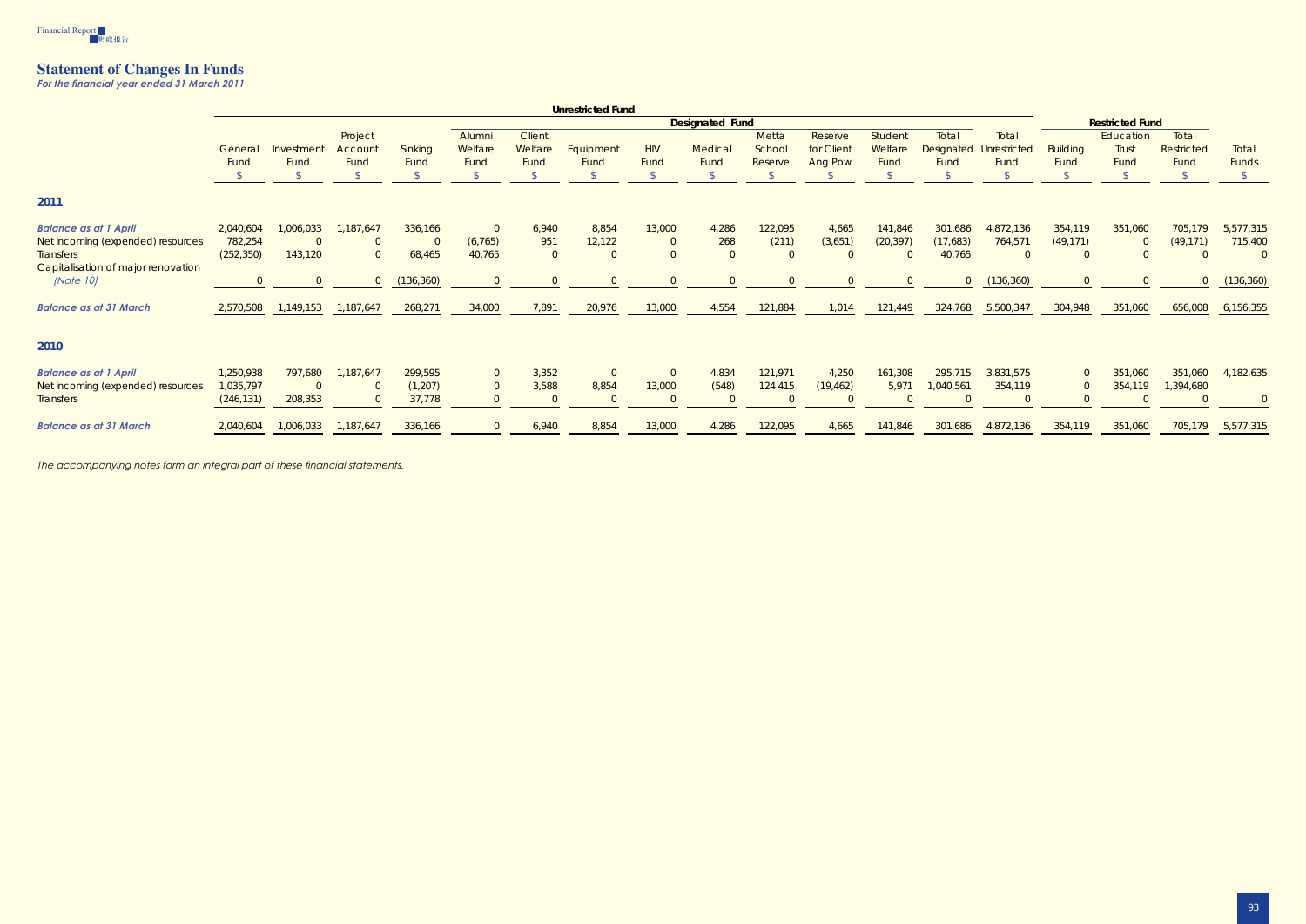# Statement of Changes In Funds

*For the financial year ended 31 March 2011*

| | Unrestricted Fund | | | | | | | | | | | | | | | Restricted Fund | | | |
|---|---|---|---|---|---|---|---|---|---|---|---|---|---|---|---|---|---|---|---|
| | | | | | Designated Fund | | | | | | | | | | | | | | |
| | General Fund | Investment Fund | Project Account Fund | Sinking Fund | Alumni Welfare Fund | Client Welfare Fund | Equipment Fund | HIV Fund | Medical Fund | Metta School Reserve | Reserve for Client Ang Pow | Student Welfare Fund | Total Designated Fund | Total Unrestricted Fund | Building Fund | Education Trust Fund | Total Restricted Fund | Total Funds |
| | $ | $ | $ | $ | $ | $ | $ | $ | $ | $ | $ | $ | $ | $ | $ | $ | $ | $ |
| **2011** | | | | | | | | | | | | | | | | | | |
| *Balance as at 1 April* | 2,040,604 | 1,006,033 | 1,187,647 | 336,166 | 0 | 6,940 | 8,854 | 13,000 | 4,286 | 122,095 | 4,665 | 141,846 | 301,686 | 4,872,136 | 354,119 | 351,060 | 705,179 | 5,577,315 |
| Net incoming (expended) resources | 782,254 | 0 | 0 | 0 | (6,765) | 951 | 12,122 | 0 | 268 | (211) | (3,651) | (20,397) | (17,683) | 764,571 | (49,171) | 0 | (49,171) | 715,400 |
| Transfers | (252,350) | 143,120 | 0 | 68,465 | 40,765 | 0 | 0 | 0 | 0 | 0 | 0 | 0 | 40,765 | 0 | 0 | 0 | 0 | 0 |
| Capitalisation of major renovation (Note 10) | 0 | 0 | 0 | (136,360) | 0 | 0 | 0 | 0 | 0 | 0 | 0 | 0 | 0 | (136,360) | 0 | 0 | 0 | (136,360) |
| *Balance as at 31 March* | 2,570,508 | 1,149,153 | 1,187,647 | 268,271 | 34,000 | 7,891 | 20,976 | 13,000 | 4,554 | 121,884 | 1,014 | 121,449 | 324,768 | 5,500,347 | 304,948 | 351,060 | 656,008 | 6,156,355 |
| **2010** | | | | | | | | | | | | | | | | | | |
| *Balance as at 1 April* | 1,250,938 | 797,680 | 1,187,647 | 299,595 | 0 | 3,352 | 0 | 0 | 4,834 | 121,971 | 4,250 | 161,308 | 295,715 | 3,831,575 | 0 | 351,060 | 351,060 | 4,182,635 |
| Net incoming (expended) resources | 1,035,797 | 0 | 0 | (1,207) | 0 | 3,588 | 8,854 | 13,000 | (548) | 124 415 | (19,462) | 5,971 | 1,040,561 | 354,119 | 0 | 354,119 | 1,394,680 | |
| Transfers | (246,131) | 208,353 | 0 | 37,778 | 0 | 0 | 0 | 0 | 0 | 0 | 0 | 0 | 0 | 0 | 0 | 0 | 0 | 0 |
| *Balance as at 31 March* | 2,040,604 | 1,006,033 | 1,187,647 | 336,166 | 0 | 6,940 | 8,854 | 13,000 | 4,286 | 122,095 | 4,665 | 141,846 | 301,686 | 4,872,136 | 354,119 | 351,060 | 705,179 | 5,577,315 |

*The accompanying notes form an integral part of these financial statements.*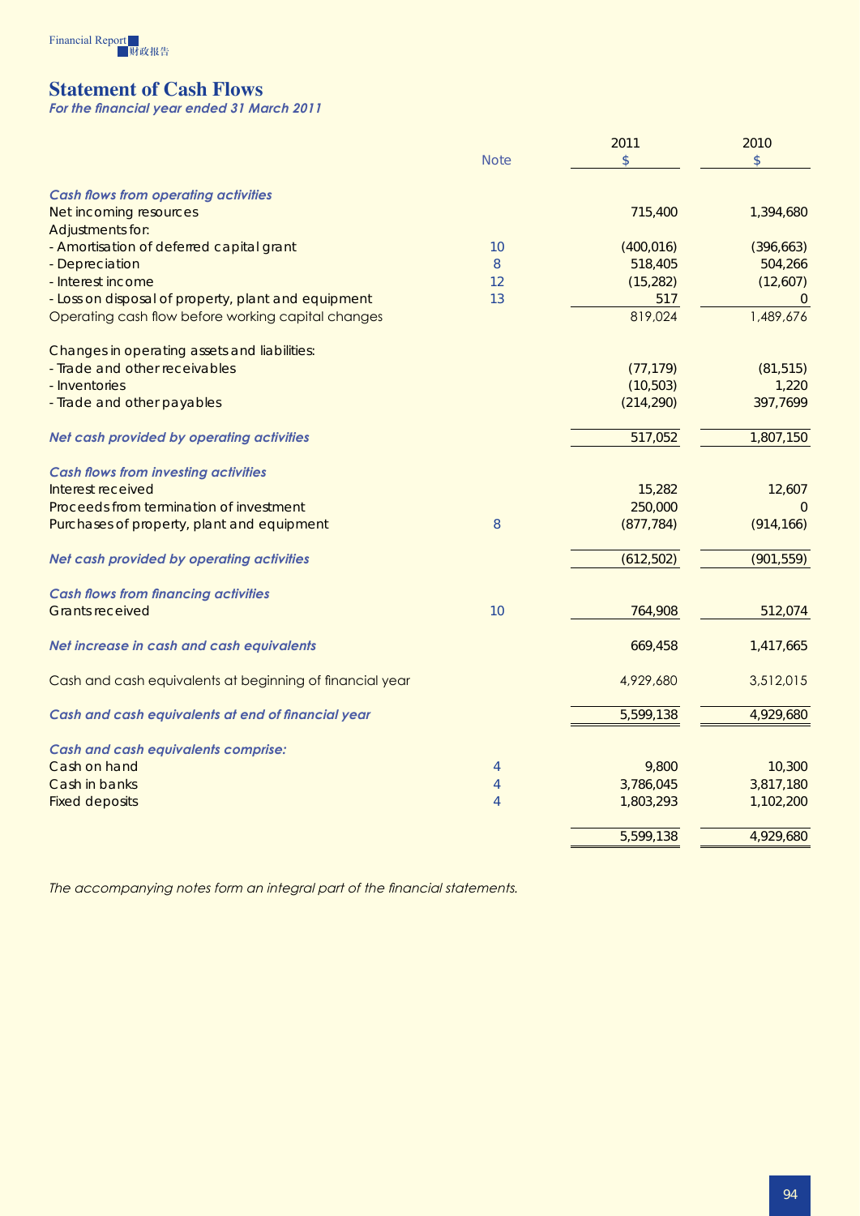# Statement of Cash Flows

*For the financial year ended 31 March 2011*

| | Note | 2011 $ | 2010 $ |
|---|---|---|---|
| ***Cash flows from operating activities*** | | | |
| Net incoming resources | | 715,400 | 1,394,680 |
| Adjustments for: | | | |
| - Amortisation of deferred capital grant | 10 | (400,016) | (396,663) |
| - Depreciation | 8 | 518,405 | 504,266 |
| - Interest income | 12 | (15,282) | (12,607) |
| - Loss on disposal of property, plant and equipment | 13 | 517 | 0 |
| Operating cash flow before working capital changes | | 819,024 | 1,489,676 |
| | | | |
| Changes in operating assets and liabilities: | | | |
| - Trade and other receivables | | (77,179) | (81,515) |
| - Inventories | | (10,503) | 1,220 |
| - Trade and other payables | | (214,290) | 397,7699 |
| | | | |
| ***Net cash provided by operating activities*** | | 517,052 | 1,807,150 |
| | | | |
| ***Cash flows from investing activities*** | | | |
| Interest received | | 15,282 | 12,607 |
| Proceeds from termination of investment | | 250,000 | 0 |
| Purchases of property, plant and equipment | 8 | (877,784) | (914,166) |
| | | | |
| ***Net cash provided by operating activities*** | | (612,502) | (901,559) |
| | | | |
| ***Cash flows from financing activities*** | | | |
| Grants received | 10 | 764,908 | 512,074 |
| | | | |
| ***Net increase in cash and cash equivalents*** | | 669,458 | 1,417,665 |
| | | | |
| Cash and cash equivalents at beginning of financial year | | 4,929,680 | 3,512,015 |
| | | | |
| ***Cash and cash equivalents at end of financial year*** | | 5,599,138 | 4,929,680 |
| | | | |
| ***Cash and cash equivalents comprise:*** | | | |
| Cash on hand | 4 | 9,800 | 10,300 |
| Cash in banks | 4 | 3,786,045 | 3,817,180 |
| Fixed deposits | 4 | 1,803,293 | 1,102,200 |
| | | 5,599,138 | 4,929,680 |

*The accompanying notes form an integral part of the financial statements.*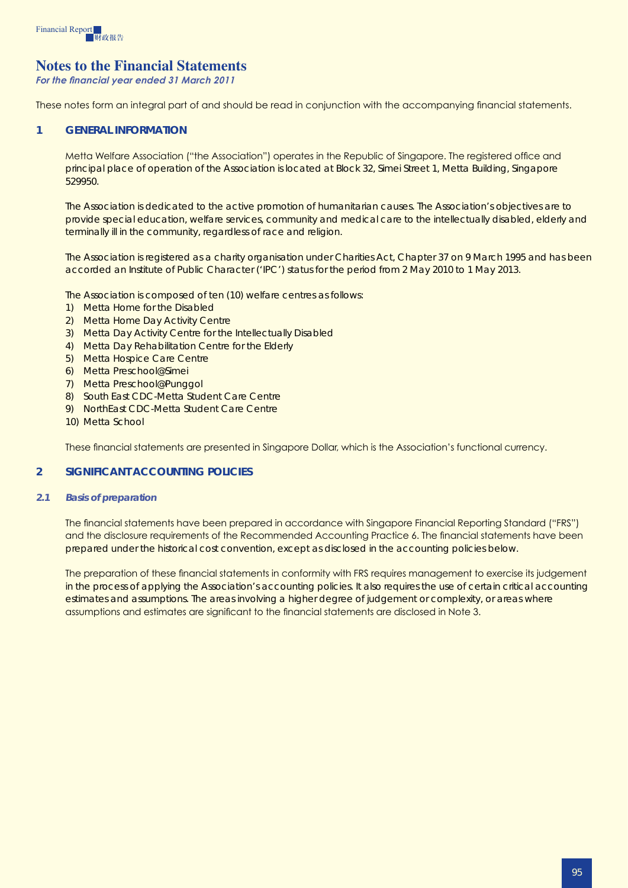# Notes to the Financial Statements

***For the financial year ended 31 March 2011***

These notes form an integral part of and should be read in conjunction with the accompanying financial statements.

## 1 GENERAL INFORMATION

Metta Welfare Association ("the Association") operates in the Republic of Singapore. The registered office and principal place of operation of the Association is located at Block 32, Simei Street 1, Metta Building, Singapore 529950.

The Association is dedicated to the active promotion of humanitarian causes. The Association's objectives are to provide special education, welfare services, community and medical care to the intellectually disabled, elderly and terminally ill in the community, regardless of race and religion.

The Association is registered as a charity organisation under Charities Act, Chapter 37 on 9 March 1995 and has been accorded an Institute of Public Character ('IPC') status for the period from 2 May 2010 to 1 May 2013.

The Association is composed of ten (10) welfare centres as follows:

1) Metta Home for the Disabled
2) Metta Home Day Activity Centre
3) Metta Day Activity Centre for the Intellectually Disabled
4) Metta Day Rehabilitation Centre for the Elderly
5) Metta Hospice Care Centre
6) Metta Preschool@Simei
7) Metta Preschool@Punggol
8) South East CDC-Metta Student Care Centre
9) NorthEast CDC-Metta Student Care Centre
10) Metta School

These financial statements are presented in Singapore Dollar, which is the Association's functional currency.

## 2 SIGNIFICANT ACCOUNTING POLICIES

### 2.1 *Basis of preparation*

The financial statements have been prepared in accordance with Singapore Financial Reporting Standard ("FRS") and the disclosure requirements of the Recommended Accounting Practice 6. The financial statements have been prepared under the historical cost convention, except as disclosed in the accounting policies below.

The preparation of these financial statements in conformity with FRS requires management to exercise its judgement in the process of applying the Association's accounting policies. It also requires the use of certain critical accounting estimates and assumptions. The areas involving a higher degree of judgement or complexity, or areas where assumptions and estimates are significant to the financial statements are disclosed in Note 3.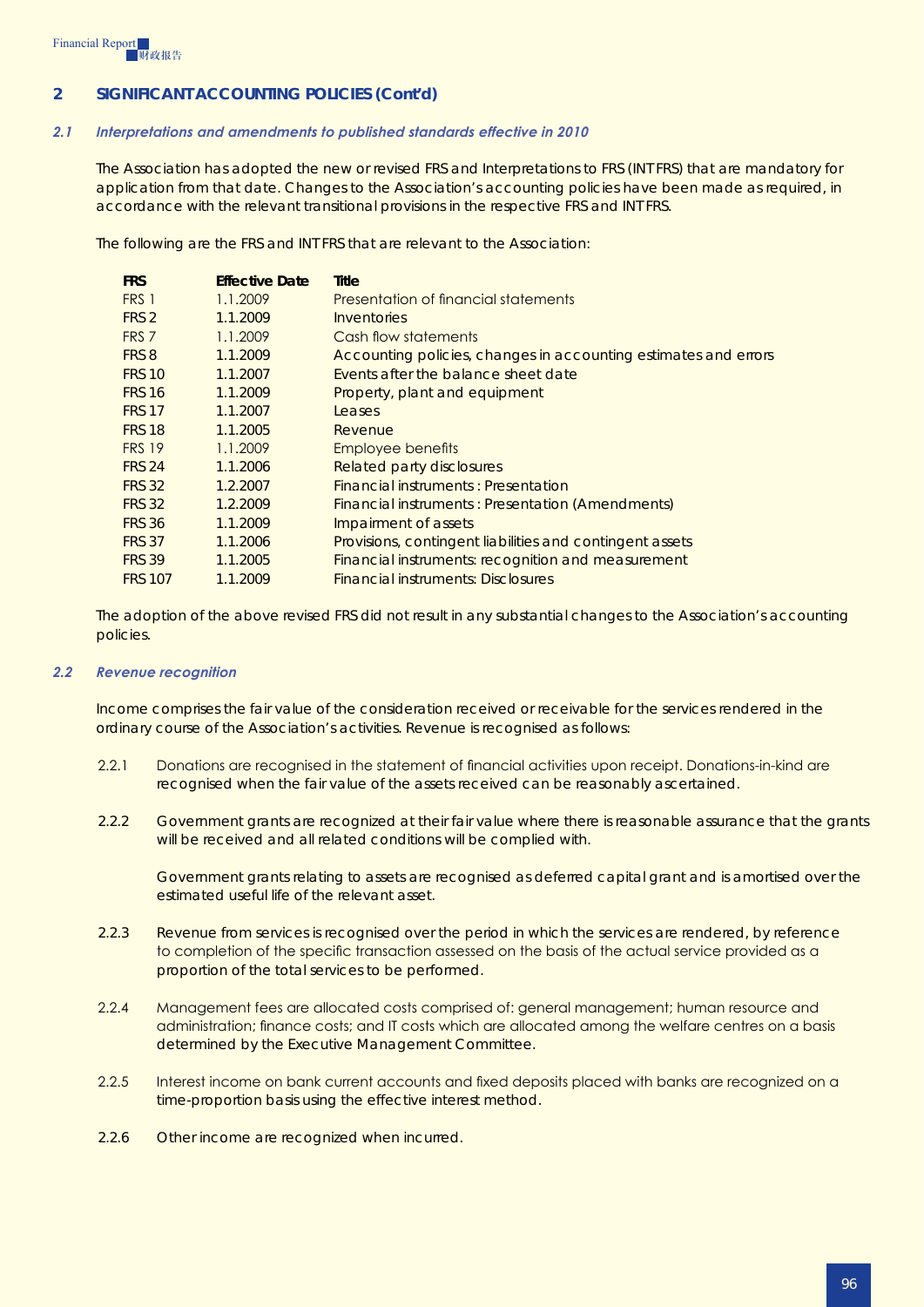## 2 SIGNIFICANT ACCOUNTING POLICIES (Cont'd)

### *2.1 Interpretations and amendments to published standards effective in 2010*

The Association has adopted the new or revised FRS and Interpretations to FRS (INT FRS) that are mandatory for application from that date. Changes to the Association's accounting policies have been made as required, in accordance with the relevant transitional provisions in the respective FRS and INT FRS.

The following are the FRS and INT FRS that are relevant to the Association:

| FRS | Effective Date | Title |
|---|---|---|
| FRS 1 | 1.1.2009 | Presentation of financial statements |
| FRS 2 | 1.1.2009 | Inventories |
| FRS 7 | 1.1.2009 | Cash flow statements |
| FRS 8 | 1.1.2009 | Accounting policies, changes in accounting estimates and errors |
| FRS 10 | 1.1.2007 | Events after the balance sheet date |
| FRS 16 | 1.1.2009 | Property, plant and equipment |
| FRS 17 | 1.1.2007 | Leases |
| FRS 18 | 1.1.2005 | Revenue |
| FRS 19 | 1.1.2009 | Employee benefits |
| FRS 24 | 1.1.2006 | Related party disclosures |
| FRS 32 | 1.2.2007 | Financial instruments : Presentation |
| FRS 32 | 1.2.2009 | Financial instruments : Presentation (Amendments) |
| FRS 36 | 1.1.2009 | Impairment of assets |
| FRS 37 | 1.1.2006 | Provisions, contingent liabilities and contingent assets |
| FRS 39 | 1.1.2005 | Financial instruments: recognition and measurement |
| FRS 107 | 1.1.2009 | Financial instruments: Disclosures |

The adoption of the above revised FRS did not result in any substantial changes to the Association's accounting policies.

### *2.2 Revenue recognition*

Income comprises the fair value of the consideration received or receivable for the services rendered in the ordinary course of the Association's activities. Revenue is recognised as follows:

2.2.1 Donations are recognised in the statement of financial activities upon receipt. Donations-in-kind are recognised when the fair value of the assets received can be reasonably ascertained.

2.2.2 Government grants are recognized at their fair value where there is reasonable assurance that the grants will be received and all related conditions will be complied with.

Government grants relating to assets are recognised as deferred capital grant and is amortised over the estimated useful life of the relevant asset.

2.2.3 Revenue from services is recognised over the period in which the services are rendered, by reference to completion of the specific transaction assessed on the basis of the actual service provided as a proportion of the total services to be performed.

2.2.4 Management fees are allocated costs comprised of: general management; human resource and administration; finance costs; and IT costs which are allocated among the welfare centres on a basis determined by the Executive Management Committee.

2.2.5 Interest income on bank current accounts and fixed deposits placed with banks are recognized on a time-proportion basis using the effective interest method.

2.2.6 Other income are recognized when incurred.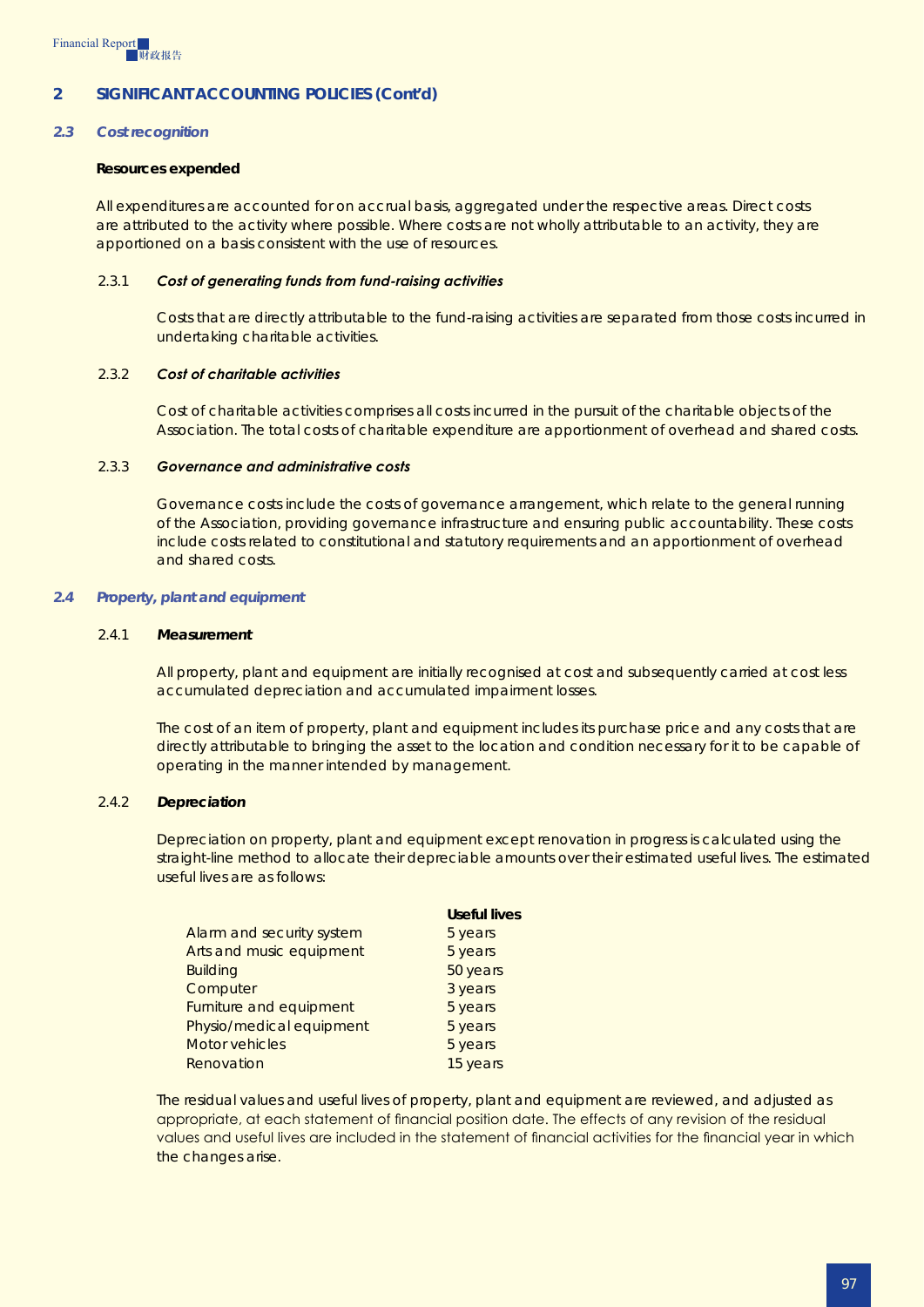## 2 SIGNIFICANT ACCOUNTING POLICIES (Cont'd)

### 2.3 *Cost recognition*

**Resources expended**

All expenditures are accounted for on accrual basis, aggregated under the respective areas. Direct costs are attributed to the activity where possible. Where costs are not wholly attributable to an activity, they are apportioned on a basis consistent with the use of resources.

#### 2.3.1 *Cost of generating funds from fund-raising activities*

Costs that are directly attributable to the fund-raising activities are separated from those costs incurred in undertaking charitable activities.

#### 2.3.2 *Cost of charitable activities*

Cost of charitable activities comprises all costs incurred in the pursuit of the charitable objects of the Association. The total costs of charitable expenditure are apportionment of overhead and shared costs.

#### 2.3.3 *Governance and administrative costs*

Governance costs include the costs of governance arrangement, which relate to the general running of the Association, providing governance infrastructure and ensuring public accountability. These costs include costs related to constitutional and statutory requirements and an apportionment of overhead and shared costs.

### 2.4 *Property, plant and equipment*

#### 2.4.1 *Measurement*

All property, plant and equipment are initially recognised at cost and subsequently carried at cost less accumulated depreciation and accumulated impairment losses.

The cost of an item of property, plant and equipment includes its purchase price and any costs that are directly attributable to bringing the asset to the location and condition necessary for it to be capable of operating in the manner intended by management.

#### 2.4.2 *Depreciation*

Depreciation on property, plant and equipment except renovation in progress is calculated using the straight-line method to allocate their depreciable amounts over their estimated useful lives. The estimated useful lives are as follows:

| | **Useful lives** |
|---|---|
| Alarm and security system | 5 years |
| Arts and music equipment | 5 years |
| Building | 50 years |
| Computer | 3 years |
| Furniture and equipment | 5 years |
| Physio/medical equipment | 5 years |
| Motor vehicles | 5 years |
| Renovation | 15 years |

The residual values and useful lives of property, plant and equipment are reviewed, and adjusted as appropriate, at each statement of financial position date. The effects of any revision of the residual values and useful lives are included in the statement of financial activities for the financial year in which the changes arise.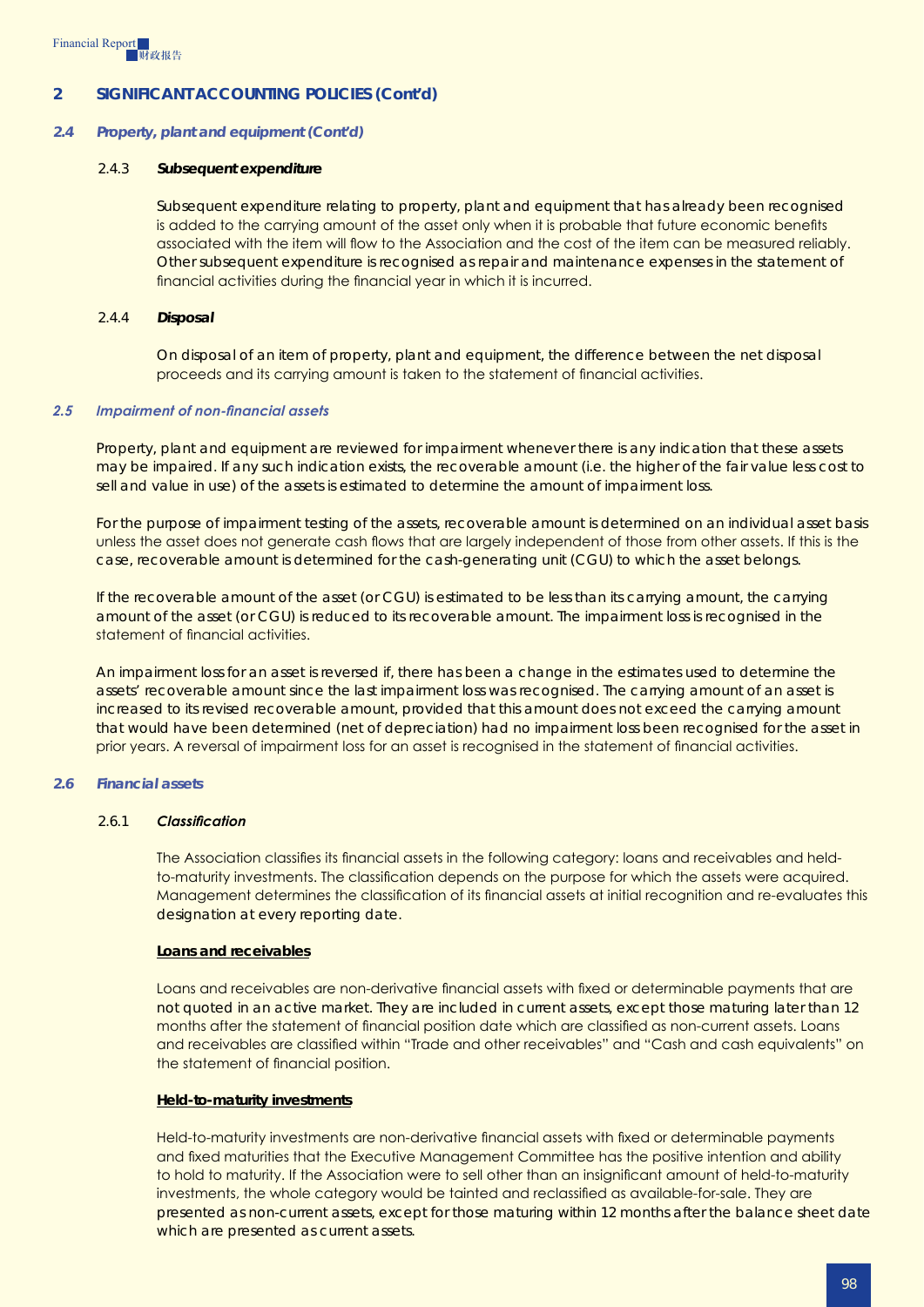## 2 SIGNIFICANT ACCOUNTING POLICIES (Cont'd)

### 2.4 *Property, plant and equipment (Cont'd)*

#### 2.4.3 *Subsequent expenditure*

Subsequent expenditure relating to property, plant and equipment that has already been recognised is added to the carrying amount of the asset only when it is probable that future economic benefits associated with the item will flow to the Association and the cost of the item can be measured reliably. Other subsequent expenditure is recognised as repair and maintenance expenses in the statement of financial activities during the financial year in which it is incurred.

#### 2.4.4 *Disposal*

On disposal of an item of property, plant and equipment, the difference between the net disposal proceeds and its carrying amount is taken to the statement of financial activities.

### 2.5 *Impairment of non-financial assets*

Property, plant and equipment are reviewed for impairment whenever there is any indication that these assets may be impaired. If any such indication exists, the recoverable amount (i.e. the higher of the fair value less cost to sell and value in use) of the assets is estimated to determine the amount of impairment loss.

For the purpose of impairment testing of the assets, recoverable amount is determined on an individual asset basis unless the asset does not generate cash flows that are largely independent of those from other assets. If this is the case, recoverable amount is determined for the cash-generating unit (CGU) to which the asset belongs.

If the recoverable amount of the asset (or CGU) is estimated to be less than its carrying amount, the carrying amount of the asset (or CGU) is reduced to its recoverable amount. The impairment loss is recognised in the statement of financial activities.

An impairment loss for an asset is reversed if, there has been a change in the estimates used to determine the assets' recoverable amount since the last impairment loss was recognised. The carrying amount of an asset is increased to its revised recoverable amount, provided that this amount does not exceed the carrying amount that would have been determined (net of depreciation) had no impairment loss been recognised for the asset in prior years. A reversal of impairment loss for an asset is recognised in the statement of financial activities.

### 2.6 *Financial assets*

#### 2.6.1 *Classification*

The Association classifies its financial assets in the following category: loans and receivables and held-to-maturity investments. The classification depends on the purpose for which the assets were acquired. Management determines the classification of its financial assets at initial recognition and re-evaluates this designation at every reporting date.

**Loans and receivables**

Loans and receivables are non-derivative financial assets with fixed or determinable payments that are not quoted in an active market. They are included in current assets, except those maturing later than 12 months after the statement of financial position date which are classified as non-current assets. Loans and receivables are classified within "Trade and other receivables" and "Cash and cash equivalents" on the statement of financial position.

**Held-to-maturity investments**

Held-to-maturity investments are non-derivative financial assets with fixed or determinable payments and fixed maturities that the Executive Management Committee has the positive intention and ability to hold to maturity. If the Association were to sell other than an insignificant amount of held-to-maturity investments, the whole category would be tainted and reclassified as available-for-sale. They are presented as non-current assets, except for those maturing within 12 months after the balance sheet date which are presented as current assets.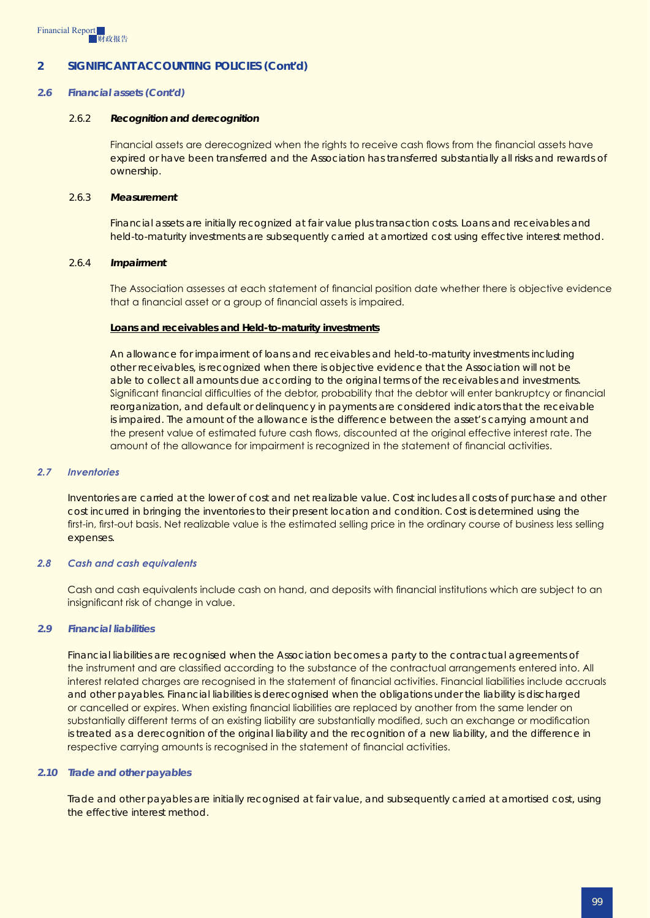## 2 SIGNIFICANT ACCOUNTING POLICIES (Cont'd)

### *2.6 Financial assets (Cont'd)*

#### 2.6.2 *Recognition and derecognition*

Financial assets are derecognized when the rights to receive cash flows from the financial assets have expired or have been transferred and the Association has transferred substantially all risks and rewards of ownership.

#### 2.6.3 *Measurement*

Financial assets are initially recognized at fair value plus transaction costs. Loans and receivables and held-to-maturity investments are subsequently carried at amortized cost using effective interest method.

#### 2.6.4 *Impairment*

The Association assesses at each statement of financial position date whether there is objective evidence that a financial asset or a group of financial assets is impaired.

**Loans and receivables and Held-to-maturity investments**

An allowance for impairment of loans and receivables and held-to-maturity investments including other receivables, is recognized when there is objective evidence that the Association will not be able to collect all amounts due according to the original terms of the receivables and investments. Significant financial difficulties of the debtor, probability that the debtor will enter bankruptcy or financial reorganization, and default or delinquency in payments are considered indicators that the receivable is impaired. The amount of the allowance is the difference between the asset's carrying amount and the present value of estimated future cash flows, discounted at the original effective interest rate. The amount of the allowance for impairment is recognized in the statement of financial activities.

### *2.7 Inventories*

Inventories are carried at the lower of cost and net realizable value. Cost includes all costs of purchase and other cost incurred in bringing the inventories to their present location and condition. Cost is determined using the first-in, first-out basis. Net realizable value is the estimated selling price in the ordinary course of business less selling expenses.

### *2.8 Cash and cash equivalents*

Cash and cash equivalents include cash on hand, and deposits with financial institutions which are subject to an insignificant risk of change in value.

### *2.9 Financial liabilities*

Financial liabilities are recognised when the Association becomes a party to the contractual agreements of the instrument and are classified according to the substance of the contractual arrangements entered into. All interest related charges are recognised in the statement of financial activities. Financial liabilities include accruals and other payables. Financial liabilities is derecognised when the obligations under the liability is discharged or cancelled or expires. When existing financial liabilities are replaced by another from the same lender on substantially different terms of an existing liability are substantially modified, such an exchange or modification is treated as a derecognition of the original liability and the recognition of a new liability, and the difference in respective carrying amounts is recognised in the statement of financial activities.

### *2.10 Trade and other payables*

Trade and other payables are initially recognised at fair value, and subsequently carried at amortised cost, using the effective interest method.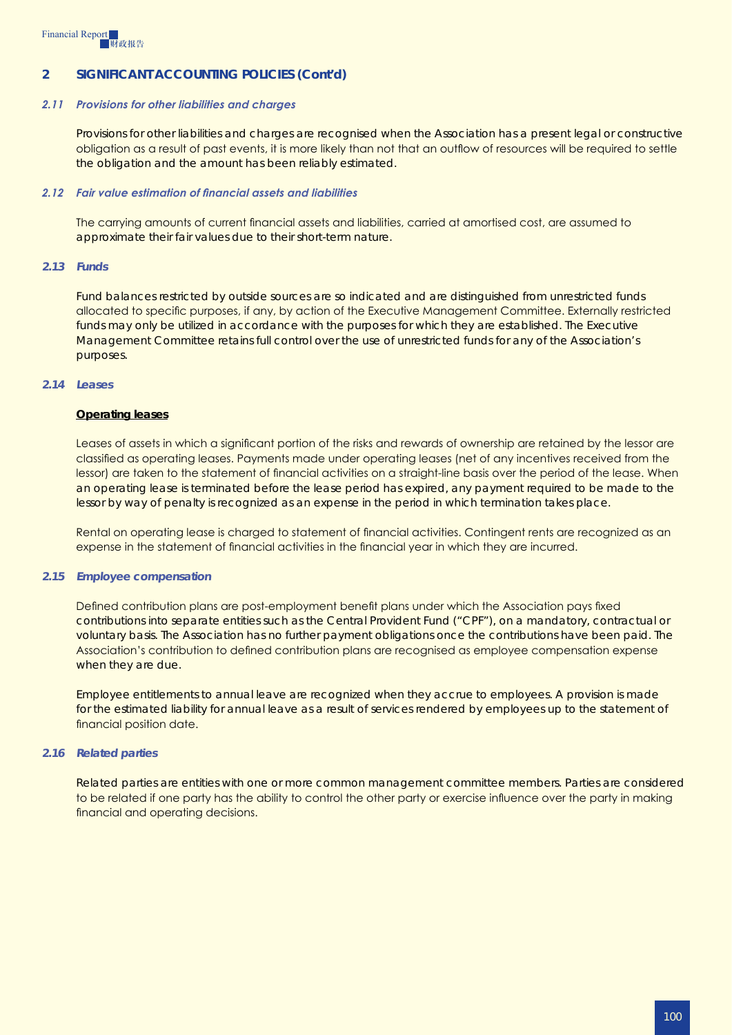## 2 SIGNIFICANT ACCOUNTING POLICIES (Cont'd)

### *2.11 Provisions for other liabilities and charges*

Provisions for other liabilities and charges are recognised when the Association has a present legal or constructive obligation as a result of past events, it is more likely than not that an outflow of resources will be required to settle the obligation and the amount has been reliably estimated.

### *2.12 Fair value estimation of financial assets and liabilities*

The carrying amounts of current financial assets and liabilities, carried at amortised cost, are assumed to approximate their fair values due to their short-term nature.

### *2.13 Funds*

Fund balances restricted by outside sources are so indicated and are distinguished from unrestricted funds allocated to specific purposes, if any, by action of the Executive Management Committee. Externally restricted funds may only be utilized in accordance with the purposes for which they are established. The Executive Management Committee retains full control over the use of unrestricted funds for any of the Association's purposes.

### *2.14 Leases*

**Operating leases**

Leases of assets in which a significant portion of the risks and rewards of ownership are retained by the lessor are classified as operating leases. Payments made under operating leases (net of any incentives received from the lessor) are taken to the statement of financial activities on a straight-line basis over the period of the lease. When an operating lease is terminated before the lease period has expired, any payment required to be made to the lessor by way of penalty is recognized as an expense in the period in which termination takes place.

Rental on operating lease is charged to statement of financial activities. Contingent rents are recognized as an expense in the statement of financial activities in the financial year in which they are incurred.

### *2.15 Employee compensation*

Defined contribution plans are post-employment benefit plans under which the Association pays fixed contributions into separate entities such as the Central Provident Fund ("CPF"), on a mandatory, contractual or voluntary basis. The Association has no further payment obligations once the contributions have been paid. The Association's contribution to defined contribution plans are recognised as employee compensation expense when they are due.

Employee entitlements to annual leave are recognized when they accrue to employees. A provision is made for the estimated liability for annual leave as a result of services rendered by employees up to the statement of financial position date.

### *2.16 Related parties*

Related parties are entities with one or more common management committee members. Parties are considered to be related if one party has the ability to control the other party or exercise influence over the party in making financial and operating decisions.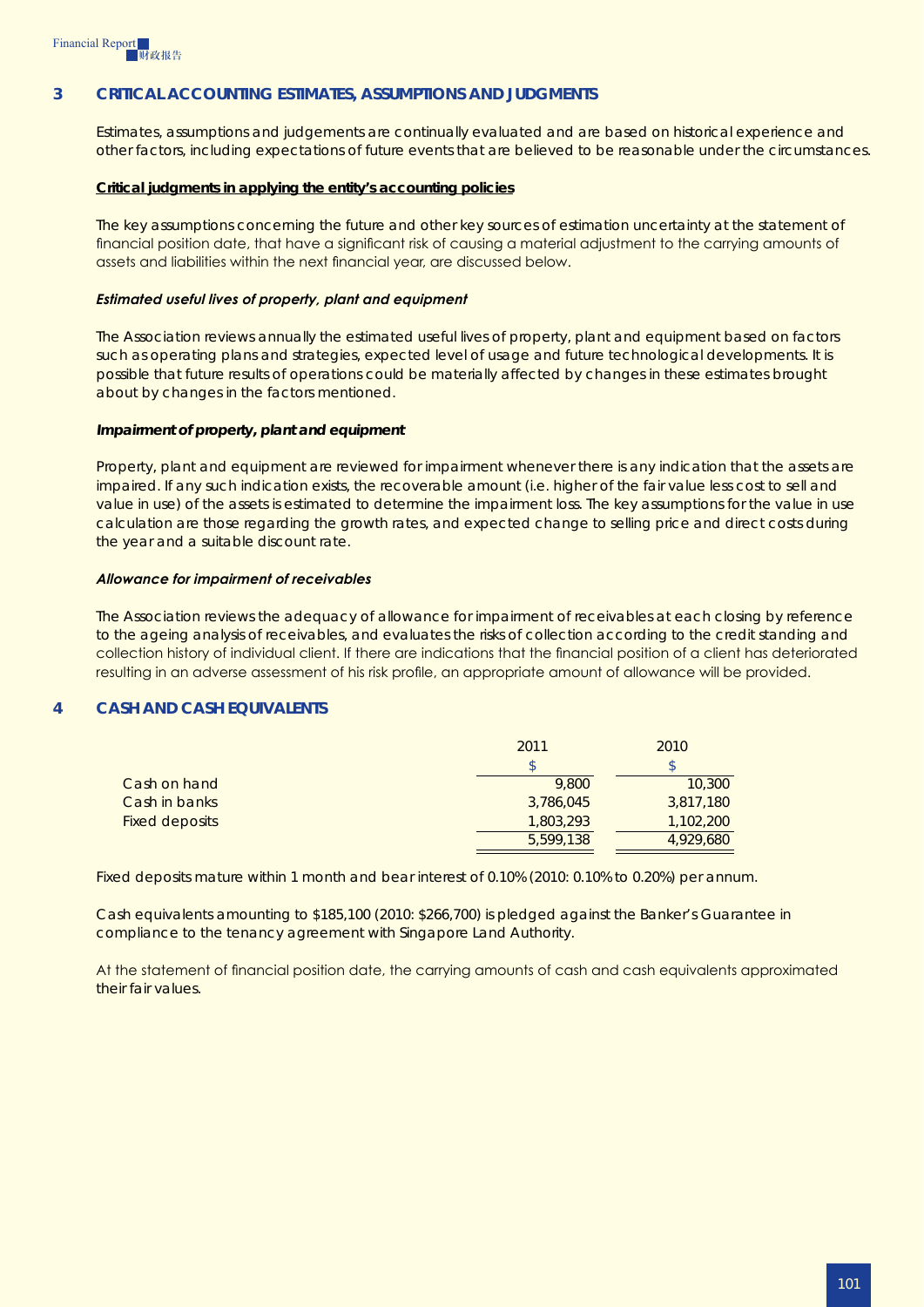## 3 CRITICAL ACCOUNTING ESTIMATES, ASSUMPTIONS AND JUDGMENTS

Estimates, assumptions and judgements are continually evaluated and are based on historical experience and other factors, including expectations of future events that are believed to be reasonable under the circumstances.

**Critical judgments in applying the entity's accounting policies**

The key assumptions concerning the future and other key sources of estimation uncertainty at the statement of financial position date, that have a significant risk of causing a material adjustment to the carrying amounts of assets and liabilities within the next financial year, are discussed below.

***Estimated useful lives of property, plant and equipment***

The Association reviews annually the estimated useful lives of property, plant and equipment based on factors such as operating plans and strategies, expected level of usage and future technological developments. It is possible that future results of operations could be materially affected by changes in these estimates brought about by changes in the factors mentioned.

***Impairment of property, plant and equipment***

Property, plant and equipment are reviewed for impairment whenever there is any indication that the assets are impaired. If any such indication exists, the recoverable amount (i.e. higher of the fair value less cost to sell and value in use) of the assets is estimated to determine the impairment loss. The key assumptions for the value in use calculation are those regarding the growth rates, and expected change to selling price and direct costs during the year and a suitable discount rate.

***Allowance for impairment of receivables***

The Association reviews the adequacy of allowance for impairment of receivables at each closing by reference to the ageing analysis of receivables, and evaluates the risks of collection according to the credit standing and collection history of individual client. If there are indications that the financial position of a client has deteriorated resulting in an adverse assessment of his risk profile, an appropriate amount of allowance will be provided.

## 4 CASH AND CASH EQUIVALENTS

| | 2011 | 2010 |
|---|---|---|
| | $ | $ |
| Cash on hand | 9,800 | 10,300 |
| Cash in banks | 3,786,045 | 3,817,180 |
| Fixed deposits | 1,803,293 | 1,102,200 |
| | 5,599,138 | 4,929,680 |

Fixed deposits mature within 1 month and bear interest of 0.10% (2010: 0.10% to 0.20%) per annum.

Cash equivalents amounting to $185,100 (2010: $266,700) is pledged against the Banker's Guarantee in compliance to the tenancy agreement with Singapore Land Authority.

At the statement of financial position date, the carrying amounts of cash and cash equivalents approximated their fair values.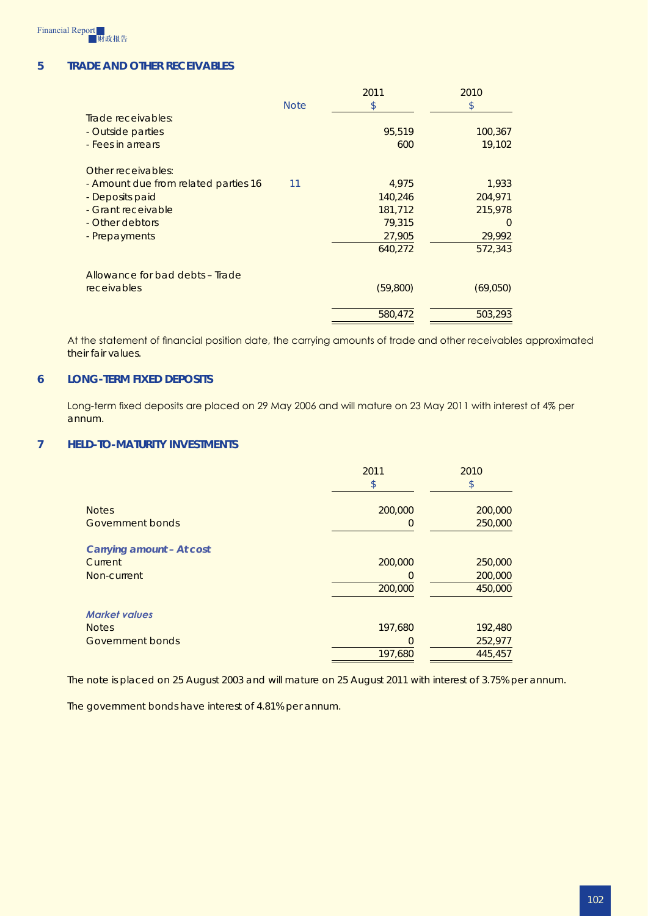## 5 TRADE AND OTHER RECEIVABLES

| | Note | 2011<br>$ | 2010<br>$ |
|---|---|---|---|
| Trade receivables: | | | |
| - Outside parties | | 95,519 | 100,367 |
| - Fees in arrears | | 600 | 19,102 |
| | | | |
| Other receivables: | | | |
| - Amount due from related parties 16 | 11 | 4,975 | 1,933 |
| - Deposits paid | | 140,246 | 204,971 |
| - Grant receivable | | 181,712 | 215,978 |
| - Other debtors | | 79,315 | 0 |
| - Prepayments | | 27,905 | 29,992 |
| | | 640,272 | 572,343 |
| | | | |
| Allowance for bad debts – Trade receivables | | (59,800) | (69,050) |
| | | | |
| | | 580,472 | 503,293 |

At the statement of financial position date, the carrying amounts of trade and other receivables approximated their fair values.

## 6 LONG-TERM FIXED DEPOSITS

Long-term fixed deposits are placed on 29 May 2006 and will mature on 23 May 2011 with interest of 4% per annum.

## 7 HELD-TO-MATURITY INVESTMENTS

| | 2011<br>$ | 2010<br>$ |
|---|---|---|
| Notes | 200,000 | 200,000 |
| Government bonds | 0 | 250,000 |
| | | |
| ***Carrying amount – At cost*** | | |
| Current | 200,000 | 250,000 |
| Non-current | 0 | 200,000 |
| | 200,000 | 450,000 |
| | | |
| ***Market values*** | | |
| Notes | 197,680 | 192,480 |
| Government bonds | 0 | 252,977 |
| | 197,680 | 445,457 |

The note is placed on 25 August 2003 and will mature on 25 August 2011 with interest of 3.75% per annum.

The government bonds have interest of 4.81% per annum.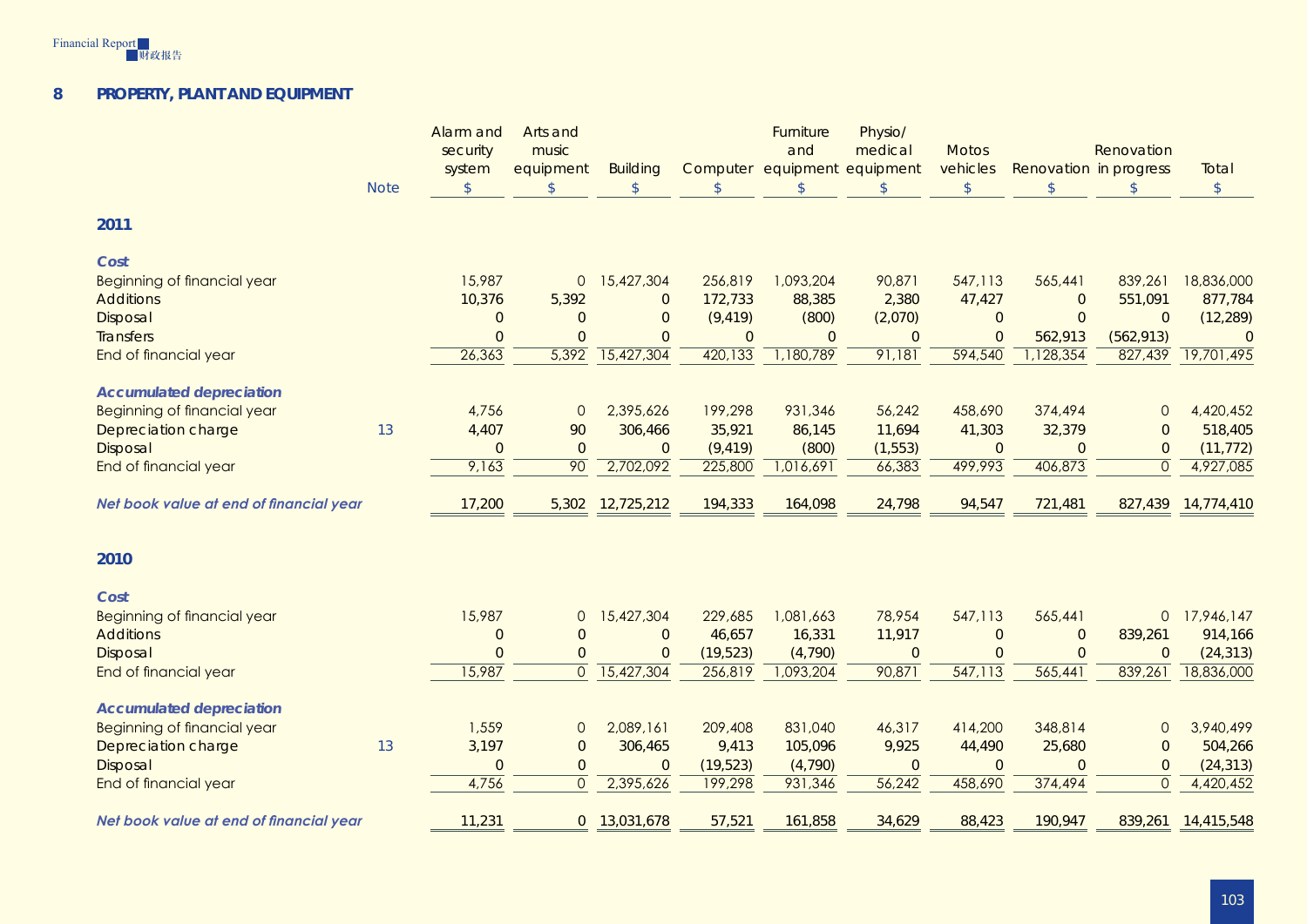## 8 PROPERTY, PLANT AND EQUIPMENT

| | Note | Alarm and security system | Arts and music equipment | Building | Computer | Furniture and equipment | Physio/ medical equipment | Motos vehicles | Renovation | Renovation in progress | Total |
|---|---|---|---|---|---|---|---|---|---|---|---|
| | | $ | $ | $ | $ | $ | $ | $ | $ | $ | $ |
| **2011** | | | | | | | | | | | |
| ***Cost*** | | | | | | | | | | | |
| Beginning of financial year | | 15,987 | 0 | 15,427,304 | 256,819 | 1,093,204 | 90,871 | 547,113 | 565,441 | 839,261 | 18,836,000 |
| Additions | | 10,376 | 5,392 | 0 | 172,733 | 88,385 | 2,380 | 47,427 | 0 | 551,091 | 877,784 |
| Disposal | | 0 | 0 | 0 | (9,419) | (800) | (2,070) | 0 | 0 | 0 | (12,289) |
| Transfers | | 0 | 0 | 0 | 0 | 0 | 0 | 0 | 562,913 | (562,913) | 0 |
| End of financial year | | 26,363 | 5,392 | 15,427,304 | 420,133 | 1,180,789 | 91,181 | 594,540 | 1,128,354 | 827,439 | 19,701,495 |
| ***Accumulated depreciation*** | | | | | | | | | | | |
| Beginning of financial year | | 4,756 | 0 | 2,395,626 | 199,298 | 931,346 | 56,242 | 458,690 | 374,494 | 0 | 4,420,452 |
| Depreciation charge | 13 | 4,407 | 90 | 306,466 | 35,921 | 86,145 | 11,694 | 41,303 | 32,379 | 0 | 518,405 |
| Disposal | | 0 | 0 | 0 | (9,419) | (800) | (1,553) | 0 | 0 | 0 | (11,772) |
| End of financial year | | 9,163 | 90 | 2,702,092 | 225,800 | 1,016,691 | 66,383 | 499,993 | 406,873 | 0 | 4,927,085 |
| ***Net book value at end of financial year*** | | 17,200 | 5,302 | 12,725,212 | 194,333 | 164,098 | 24,798 | 94,547 | 721,481 | 827,439 | 14,774,410 |
| **2010** | | | | | | | | | | | |
| ***Cost*** | | | | | | | | | | | |
| Beginning of financial year | | 15,987 | 0 | 15,427,304 | 229,685 | 1,081,663 | 78,954 | 547,113 | 565,441 | 0 | 17,946,147 |
| Additions | | 0 | 0 | 0 | 46,657 | 16,331 | 11,917 | 0 | 0 | 839,261 | 914,166 |
| Disposal | | 0 | 0 | 0 | (19,523) | (4,790) | 0 | 0 | 0 | 0 | (24,313) |
| End of financial year | | 15,987 | 0 | 15,427,304 | 256,819 | 1,093,204 | 90,871 | 547,113 | 565,441 | 839,261 | 18,836,000 |
| ***Accumulated depreciation*** | | | | | | | | | | | |
| Beginning of financial year | | 1,559 | 0 | 2,089,161 | 209,408 | 831,040 | 46,317 | 414,200 | 348,814 | 0 | 3,940,499 |
| Depreciation charge | 13 | 3,197 | 0 | 306,465 | 9,413 | 105,096 | 9,925 | 44,490 | 25,680 | 0 | 504,266 |
| Disposal | | 0 | 0 | 0 | (19,523) | (4,790) | 0 | 0 | 0 | 0 | (24,313) |
| End of financial year | | 4,756 | 0 | 2,395,626 | 199,298 | 931,346 | 56,242 | 458,690 | 374,494 | 0 | 4,420,452 |
| ***Net book value at end of financial year*** | | 11,231 | 0 | 13,031,678 | 57,521 | 161,858 | 34,629 | 88,423 | 190,947 | 839,261 | 14,415,548 |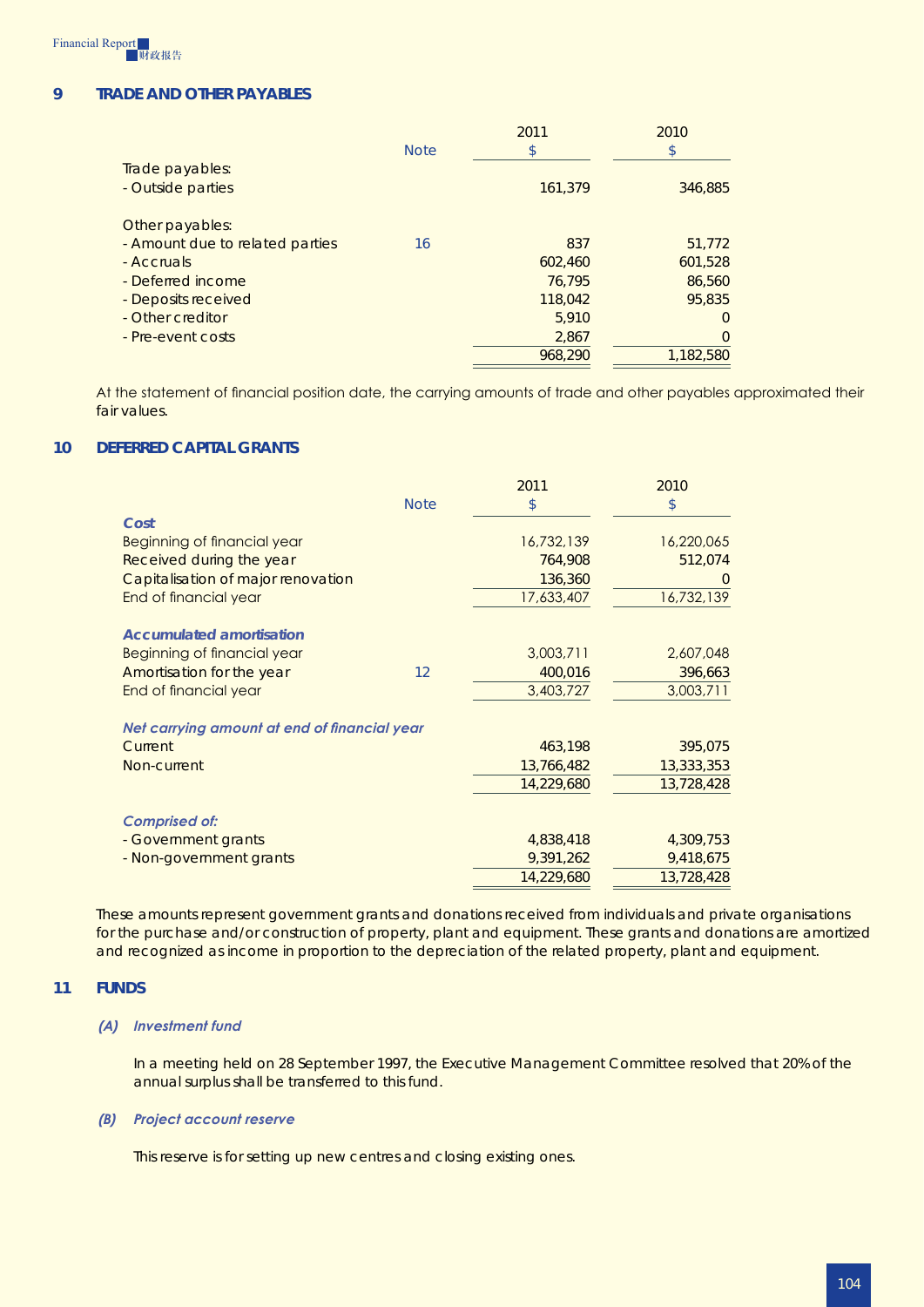## 9 TRADE AND OTHER PAYABLES

| | Note | 2011 $ | 2010 $ |
|---|---|---|---|
| Trade payables: | | | |
| - Outside parties | | 161,379 | 346,885 |
| | | | |
| Other payables: | | | |
| - Amount due to related parties | 16 | 837 | 51,772 |
| - Accruals | | 602,460 | 601,528 |
| - Deferred income | | 76,795 | 86,560 |
| - Deposits received | | 118,042 | 95,835 |
| - Other creditor | | 5,910 | 0 |
| - Pre-event costs | | 2,867 | 0 |
| | | 968,290 | 1,182,580 |

At the statement of financial position date, the carrying amounts of trade and other payables approximated their fair values.

## 10 DEFERRED CAPITAL GRANTS

| | Note | 2011 $ | 2010 $ |
|---|---|---|---|
| ***Cost*** | | | |
| Beginning of financial year | | 16,732,139 | 16,220,065 |
| Received during the year | | 764,908 | 512,074 |
| Capitalisation of major renovation | | 136,360 | 0 |
| End of financial year | | 17,633,407 | 16,732,139 |
| | | | |
| ***Accumulated amortisation*** | | | |
| Beginning of financial year | | 3,003,711 | 2,607,048 |
| Amortisation for the year | 12 | 400,016 | 396,663 |
| End of financial year | | 3,403,727 | 3,003,711 |
| | | | |
| ***Net carrying amount at end of financial year*** | | | |
| Current | | 463,198 | 395,075 |
| Non-current | | 13,766,482 | 13,333,353 |
| | | 14,229,680 | 13,728,428 |
| | | | |
| ***Comprised of:*** | | | |
| - Government grants | | 4,838,418 | 4,309,753 |
| - Non-government grants | | 9,391,262 | 9,418,675 |
| | | 14,229,680 | 13,728,428 |

These amounts represent government grants and donations received from individuals and private organisations for the purchase and/or construction of property, plant and equipment. These grants and donations are amortized and recognized as income in proportion to the depreciation of the related property, plant and equipment.

## 11 FUNDS

### *(A) Investment fund*

In a meeting held on 28 September 1997, the Executive Management Committee resolved that 20% of the annual surplus shall be transferred to this fund.

### *(B) Project account reserve*

This reserve is for setting up new centres and closing existing ones.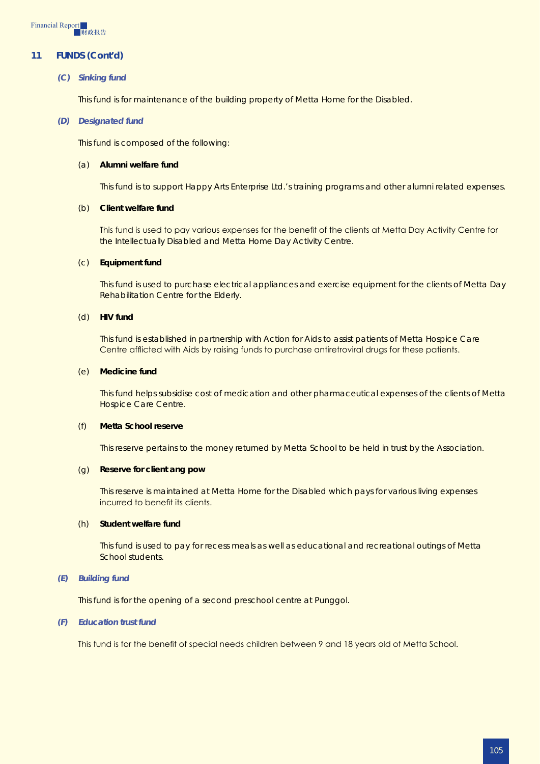## 11 FUNDS (Cont'd)

### *(C) Sinking fund*

This fund is for maintenance of the building property of Metta Home for the Disabled.

### *(D) Designated fund*

This fund is composed of the following:

(a) **Alumni welfare fund**

This fund is to support Happy Arts Enterprise Ltd.'s training programs and other alumni related expenses.

(b) **Client welfare fund**

This fund is used to pay various expenses for the benefit of the clients at Metta Day Activity Centre for the Intellectually Disabled and Metta Home Day Activity Centre.

(c) **Equipment fund**

This fund is used to purchase electrical appliances and exercise equipment for the clients of Metta Day Rehabilitation Centre for the Elderly.

(d) **HIV fund**

This fund is established in partnership with Action for Aids to assist patients of Metta Hospice Care Centre afflicted with Aids by raising funds to purchase antiretroviral drugs for these patients.

(e) **Medicine fund**

This fund helps subsidise cost of medication and other pharmaceutical expenses of the clients of Metta Hospice Care Centre.

(f) **Metta School reserve**

This reserve pertains to the money returned by Metta School to be held in trust by the Association.

(g) **Reserve for client ang pow**

This reserve is maintained at Metta Home for the Disabled which pays for various living expenses incurred to benefit its clients.

(h) **Student welfare fund**

This fund is used to pay for recess meals as well as educational and recreational outings of Metta School students.

### *(E) Building fund*

This fund is for the opening of a second preschool centre at Punggol.

### *(F) Education trust fund*

This fund is for the benefit of special needs children between 9 and 18 years old of Metta School.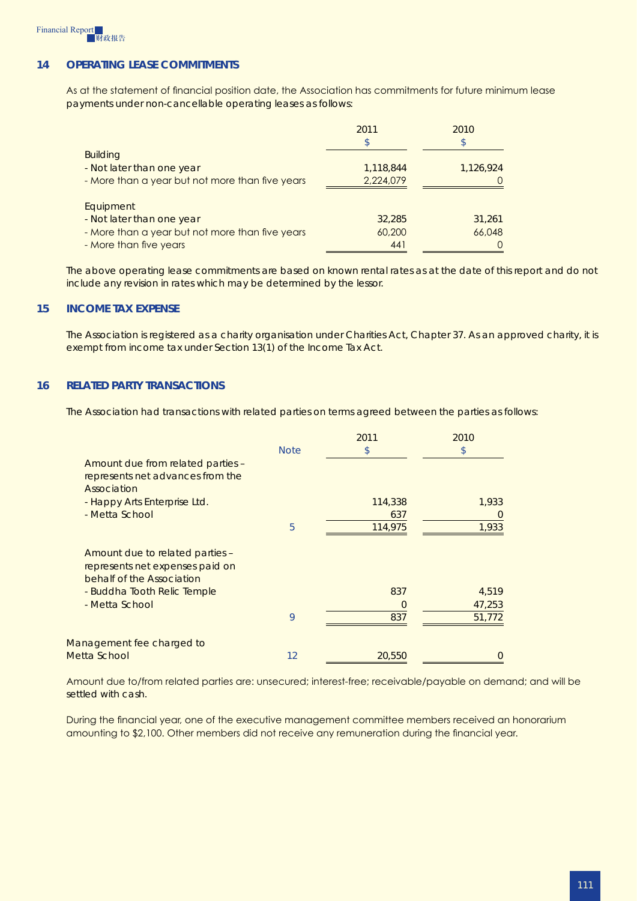## 14 OPERATING LEASE COMMITMENTS

As at the statement of financial position date, the Association has commitments for future minimum lease payments under non-cancellable operating leases as follows:

| | 2011 $ | 2010 $ |
|---|---|---|
| Building | | |
| - Not later than one year | 1,118,844 | 1,126,924 |
| - More than a year but not more than five years | 2,224,079 | 0 |
| Equipment | | |
| - Not later than one year | 32,285 | 31,261 |
| - More than a year but not more than five years | 60,200 | 66,048 |
| - More than five years | 441 | 0 |

The above operating lease commitments are based on known rental rates as at the date of this report and do not include any revision in rates which may be determined by the lessor.

## 15 INCOME TAX EXPENSE

The Association is registered as a charity organisation under Charities Act, Chapter 37. As an approved charity, it is exempt from income tax under Section 13(1) of the Income Tax Act.

## 16 RELATED PARTY TRANSACTIONS

The Association had transactions with related parties on terms agreed between the parties as follows:

| | Note | 2011 $ | 2010 $ |
|---|---|---|---|
| Amount due from related parties – represents net advances from the Association | | | |
| - Happy Arts Enterprise Ltd. | | 114,338 | 1,933 |
| - Metta School | | 637 | 0 |
| | 5 | 114,975 | 1,933 |
| Amount due to related parties – represents net expenses paid on behalf of the Association | | | |
| - Buddha Tooth Relic Temple | | 837 | 4,519 |
| - Metta School | | 0 | 47,253 |
| | 9 | 837 | 51,772 |
| Management fee charged to Metta School | 12 | 20,550 | 0 |

Amount due to/from related parties are: unsecured; interest-free; receivable/payable on demand; and will be settled with cash.

During the financial year, one of the executive management committee members received an honorarium amounting to $2,100. Other members did not receive any remuneration during the financial year.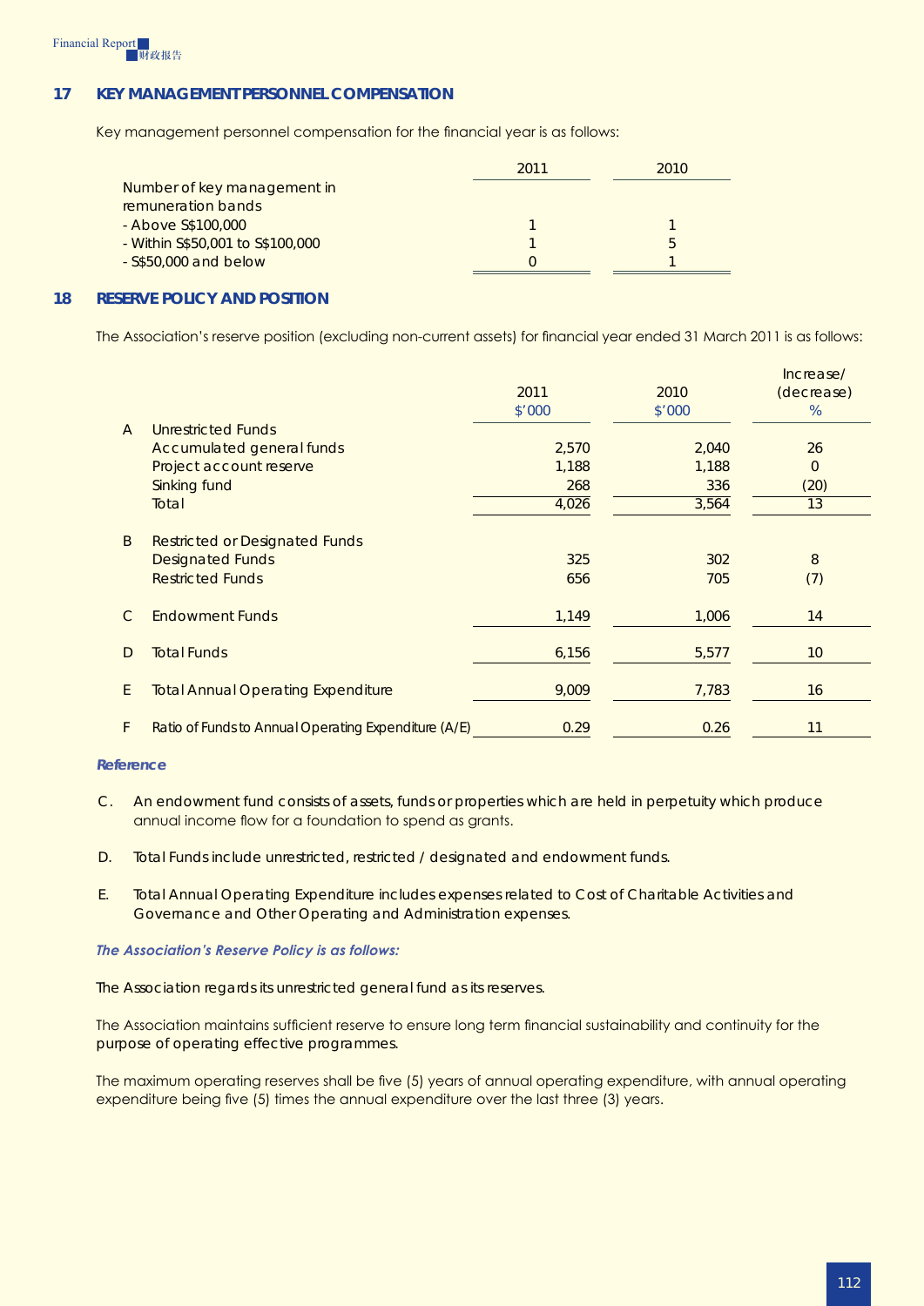## 17 KEY MANAGEMENT PERSONNEL COMPENSATION

Key management personnel compensation for the financial year is as follows:

| | 2011 | 2010 |
|---|---|---|
| Number of key management in remuneration bands | | |
| - Above S$100,000 | 1 | 1 |
| - Within S$50,001 to S$100,000 | 1 | 5 |
| - S$50,000 and below | 0 | 1 |

## 18 RESERVE POLICY AND POSITION

The Association's reserve position (excluding non-current assets) for financial year ended 31 March 2011 is as follows:

| | | 2011 $'000 | 2010 $'000 | Increase/ (decrease) % |
|---|---|---|---|---|
| A | Unrestricted Funds | | | |
| | Accumulated general funds | 2,570 | 2,040 | 26 |
| | Project account reserve | 1,188 | 1,188 | 0 |
| | Sinking fund | 268 | 336 | (20) |
| | Total | 4,026 | 3,564 | 13 |
| B | Restricted or Designated Funds | | | |
| | Designated Funds | 325 | 302 | 8 |
| | Restricted Funds | 656 | 705 | (7) |
| C | Endowment Funds | 1,149 | 1,006 | 14 |
| D | Total Funds | 6,156 | 5,577 | 10 |
| E | Total Annual Operating Expenditure | 9,009 | 7,783 | 16 |
| F | Ratio of Funds to Annual Operating Expenditure (A/E) | 0.29 | 0.26 | 11 |

***Reference***

C. An endowment fund consists of assets, funds or properties which are held in perpetuity which produce annual income flow for a foundation to spend as grants.

D. Total Funds include unrestricted, restricted / designated and endowment funds.

E. Total Annual Operating Expenditure includes expenses related to Cost of Charitable Activities and Governance and Other Operating and Administration expenses.

***The Association's Reserve Policy is as follows:***

The Association regards its unrestricted general fund as its reserves.

The Association maintains sufficient reserve to ensure long term financial sustainability and continuity for the purpose of operating effective programmes.

The maximum operating reserves shall be five (5) years of annual operating expenditure, with annual operating expenditure being five (5) times the annual expenditure over the last three (3) years.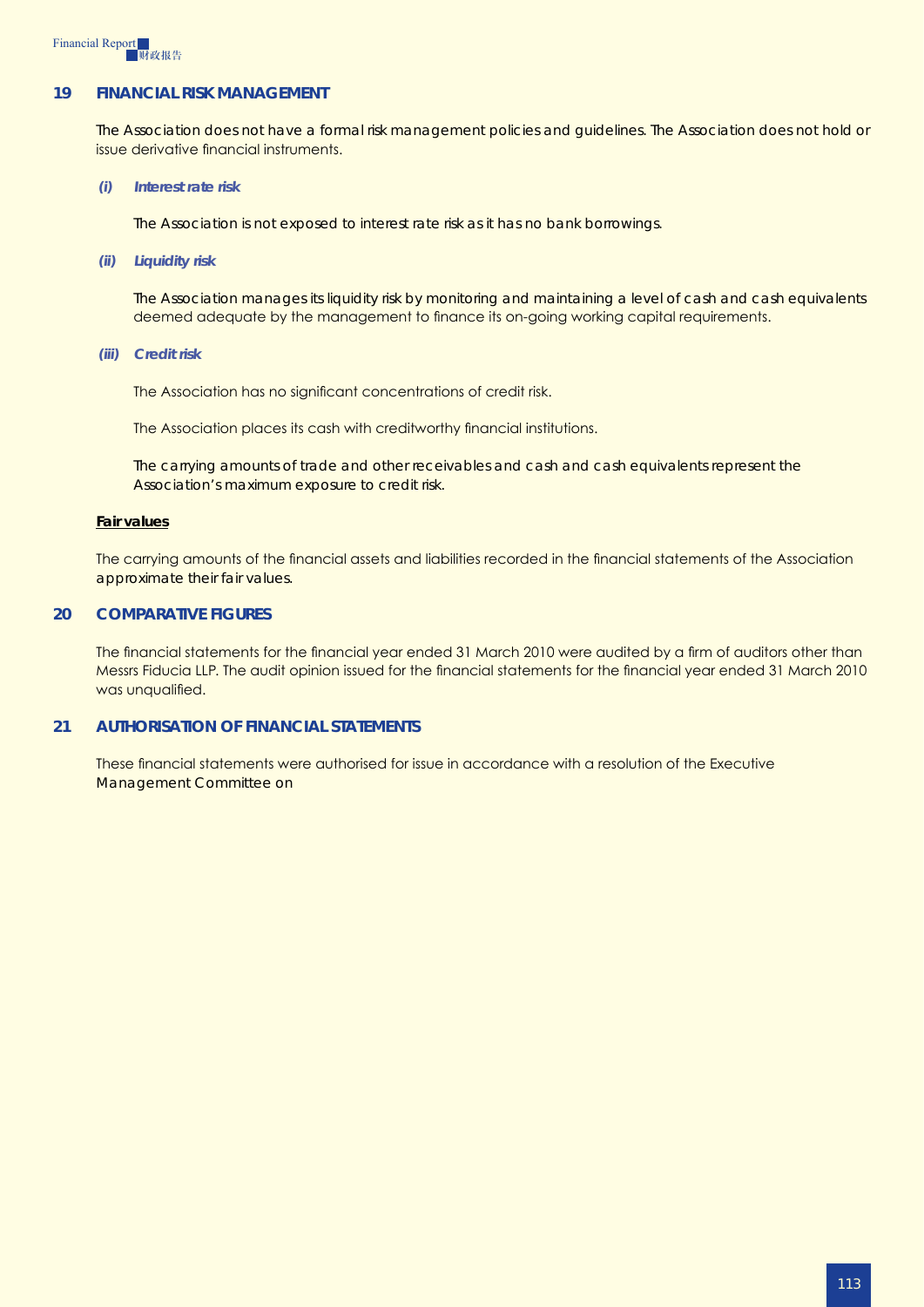## 19 FINANCIAL RISK MANAGEMENT

The Association does not have a formal risk management policies and guidelines. The Association does not hold or issue derivative financial instruments.

### *(i) Interest rate risk*

The Association is not exposed to interest rate risk as it has no bank borrowings.

### *(ii) Liquidity risk*

The Association manages its liquidity risk by monitoring and maintaining a level of cash and cash equivalents deemed adequate by the management to finance its on-going working capital requirements.

### *(iii) Credit risk*

The Association has no significant concentrations of credit risk.

The Association places its cash with creditworthy financial institutions.

The carrying amounts of trade and other receivables and cash and cash equivalents represent the Association's maximum exposure to credit risk.

**Fair values**

The carrying amounts of the financial assets and liabilities recorded in the financial statements of the Association approximate their fair values.

## 20 COMPARATIVE FIGURES

The financial statements for the financial year ended 31 March 2010 were audited by a firm of auditors other than Messrs Fiducia LLP. The audit opinion issued for the financial statements for the financial year ended 31 March 2010 was unqualified.

## 21 AUTHORISATION OF FINANCIAL STATEMENTS

These financial statements were authorised for issue in accordance with a resolution of the Executive Management Committee on